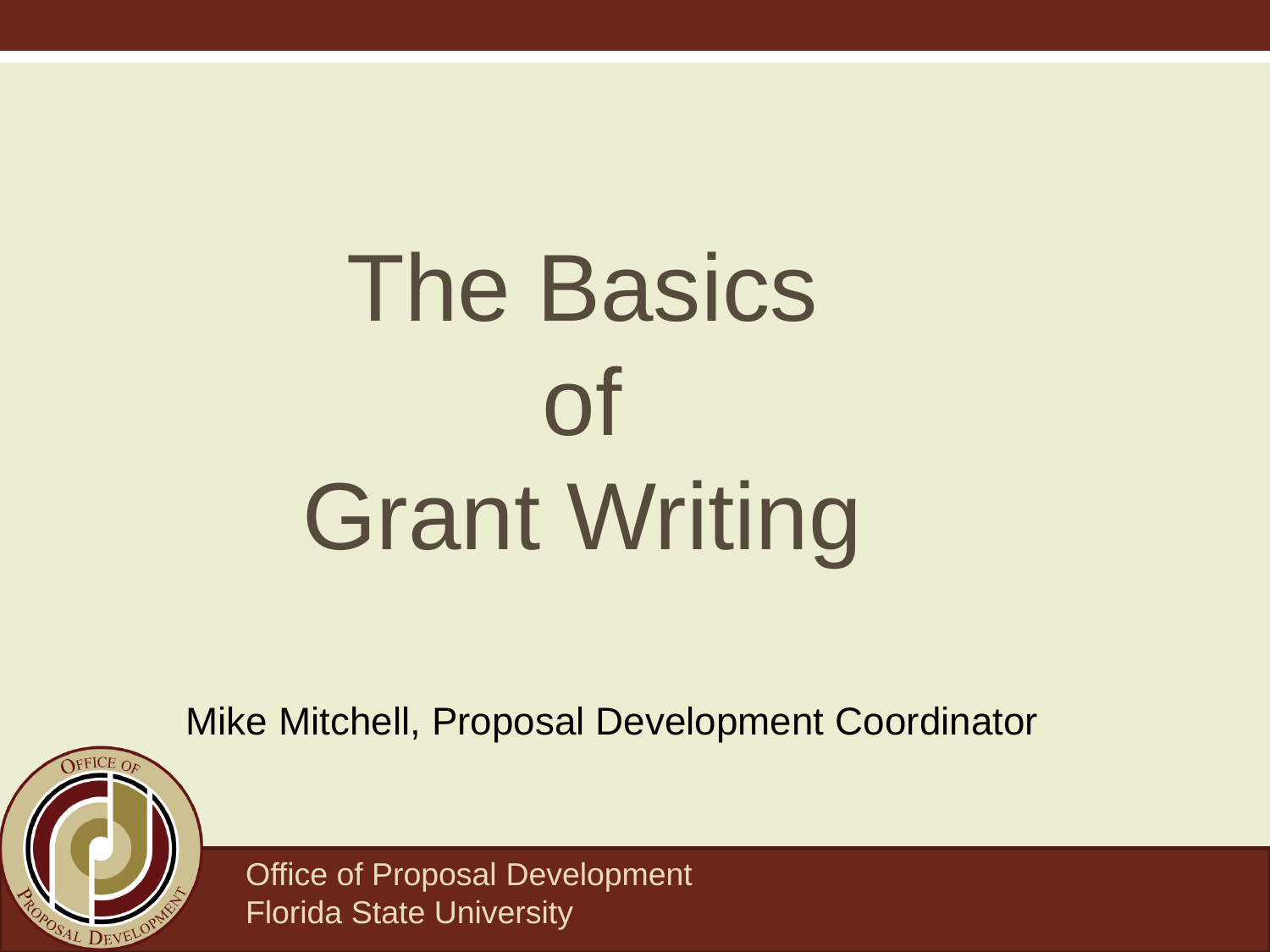# The Basics of Grant Writing

Mike Mitchell, Proposal Development Coordinator

Office of Proposal Development
Florida State University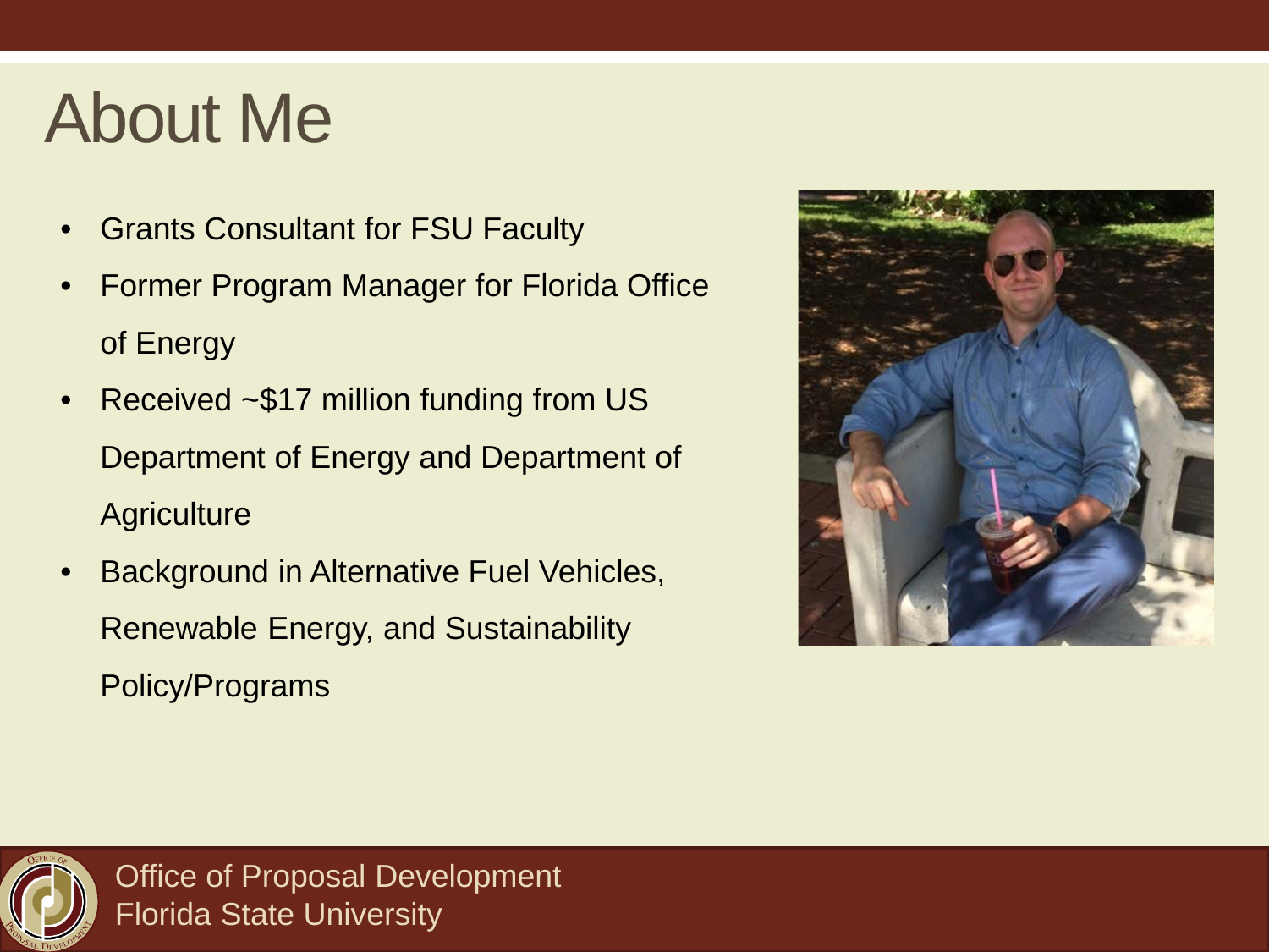# About Me

- Grants Consultant for FSU Faculty
- Former Program Manager for Florida Office of Energy
- Received ~$17 million funding from US Department of Energy and Department of Agriculture
- Background in Alternative Fuel Vehicles, Renewable Energy, and Sustainability Policy/Programs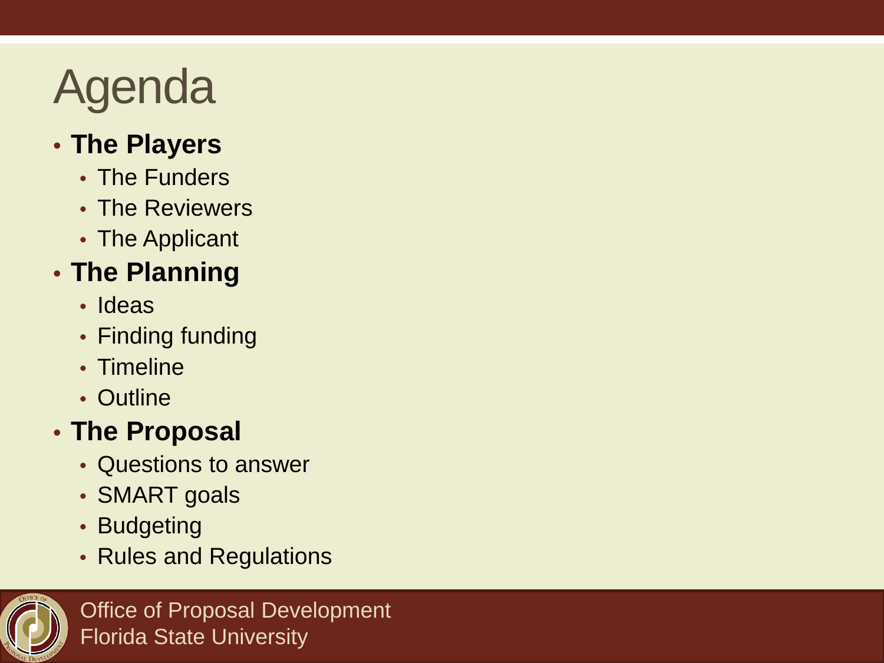# Agenda

- **The Players**
  - The Funders
  - The Reviewers
  - The Applicant
- **The Planning**
  - Ideas
  - Finding funding
  - Timeline
  - Outline
- **The Proposal**
  - Questions to answer
  - SMART goals
  - Budgeting
  - Rules and Regulations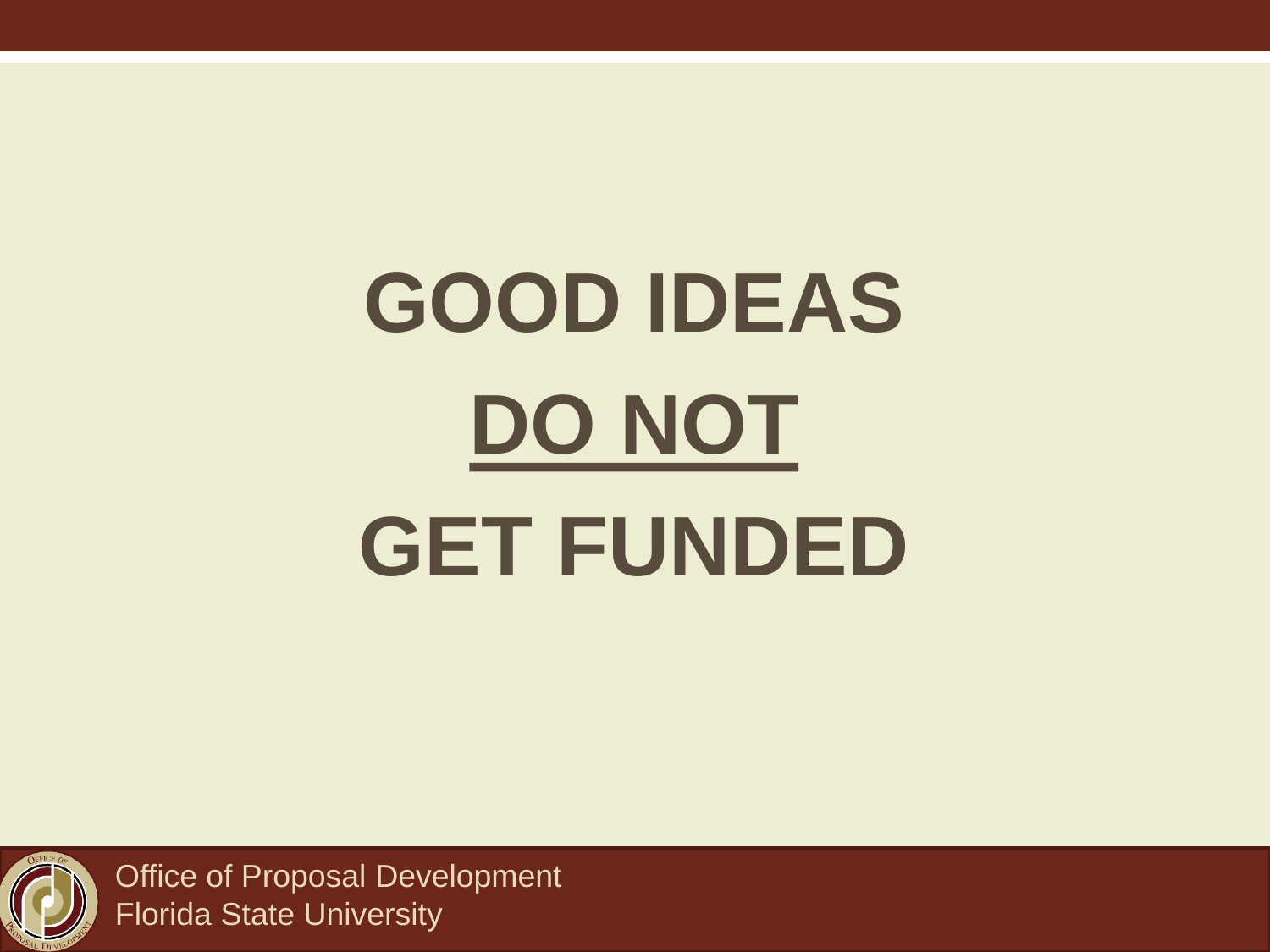# GOOD IDEAS

# <u>DO NOT</u>

# GET FUNDED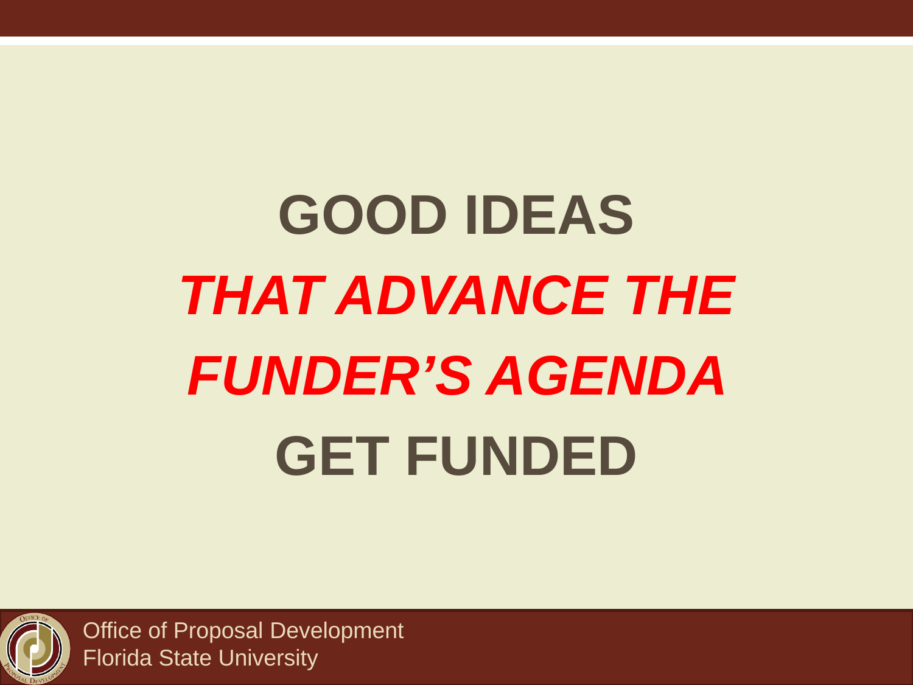# GOOD IDEAS

***THAT ADVANCE THE FUNDER'S AGENDA***

# GET FUNDED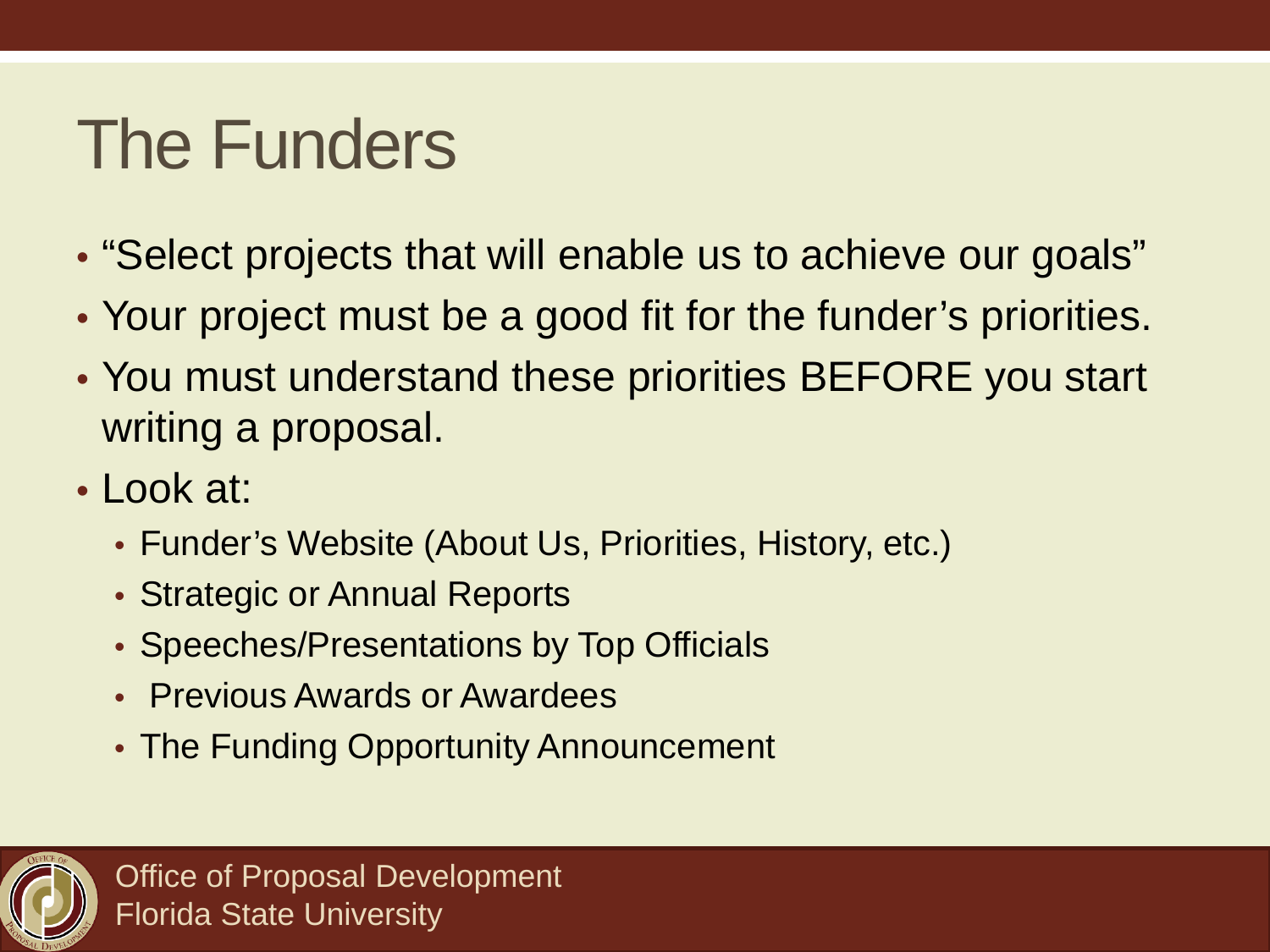# The Funders

- "Select projects that will enable us to achieve our goals"
- Your project must be a good fit for the funder's priorities.
- You must understand these priorities BEFORE you start writing a proposal.
- Look at:
  - Funder's Website (About Us, Priorities, History, etc.)
  - Strategic or Annual Reports
  - Speeches/Presentations by Top Officials
  - Previous Awards or Awardees
  - The Funding Opportunity Announcement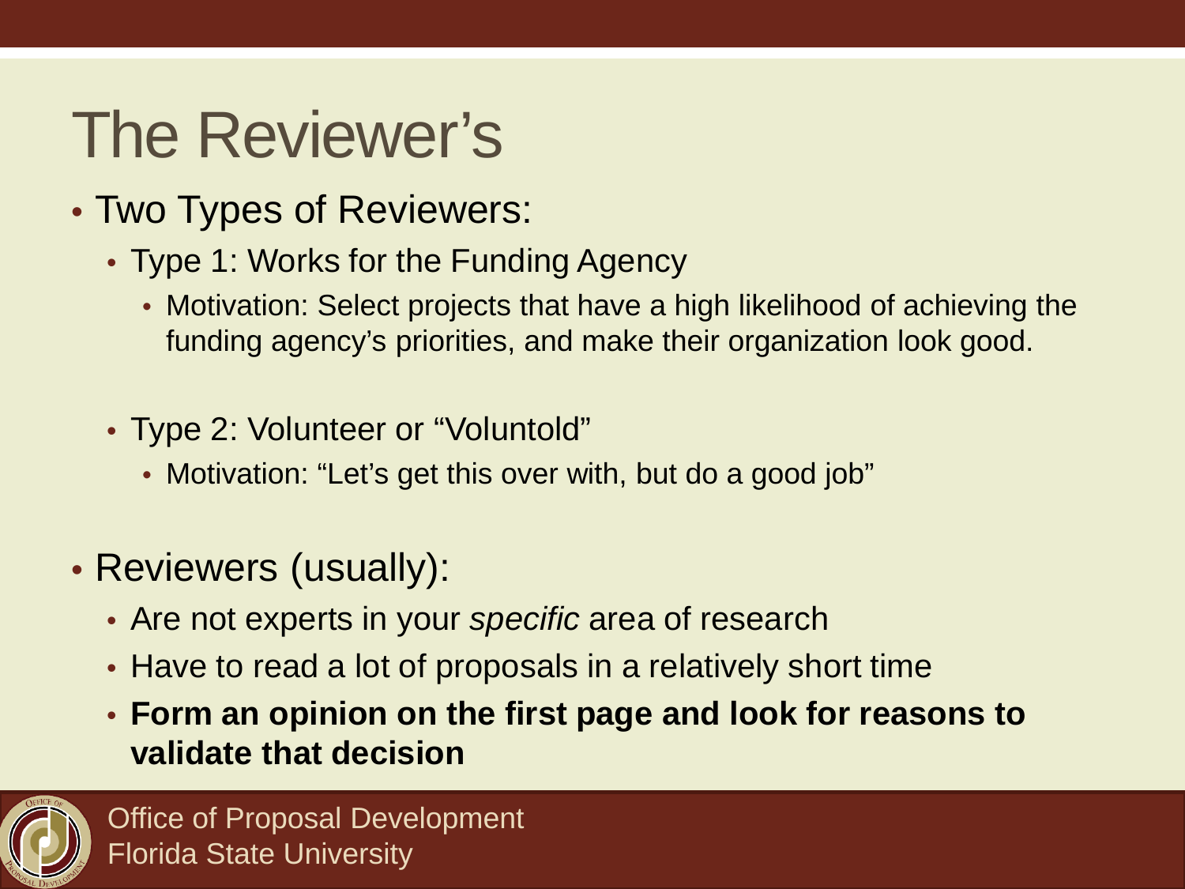# The Reviewer's

- Two Types of Reviewers:
  - Type 1: Works for the Funding Agency
    - Motivation: Select projects that have a high likelihood of achieving the funding agency's priorities, and make their organization look good.
  - Type 2: Volunteer or "Voluntold"
    - Motivation: "Let's get this over with, but do a good job"
- Reviewers (usually):
  - Are not experts in your *specific* area of research
  - Have to read a lot of proposals in a relatively short time
  - **Form an opinion on the first page and look for reasons to validate that decision**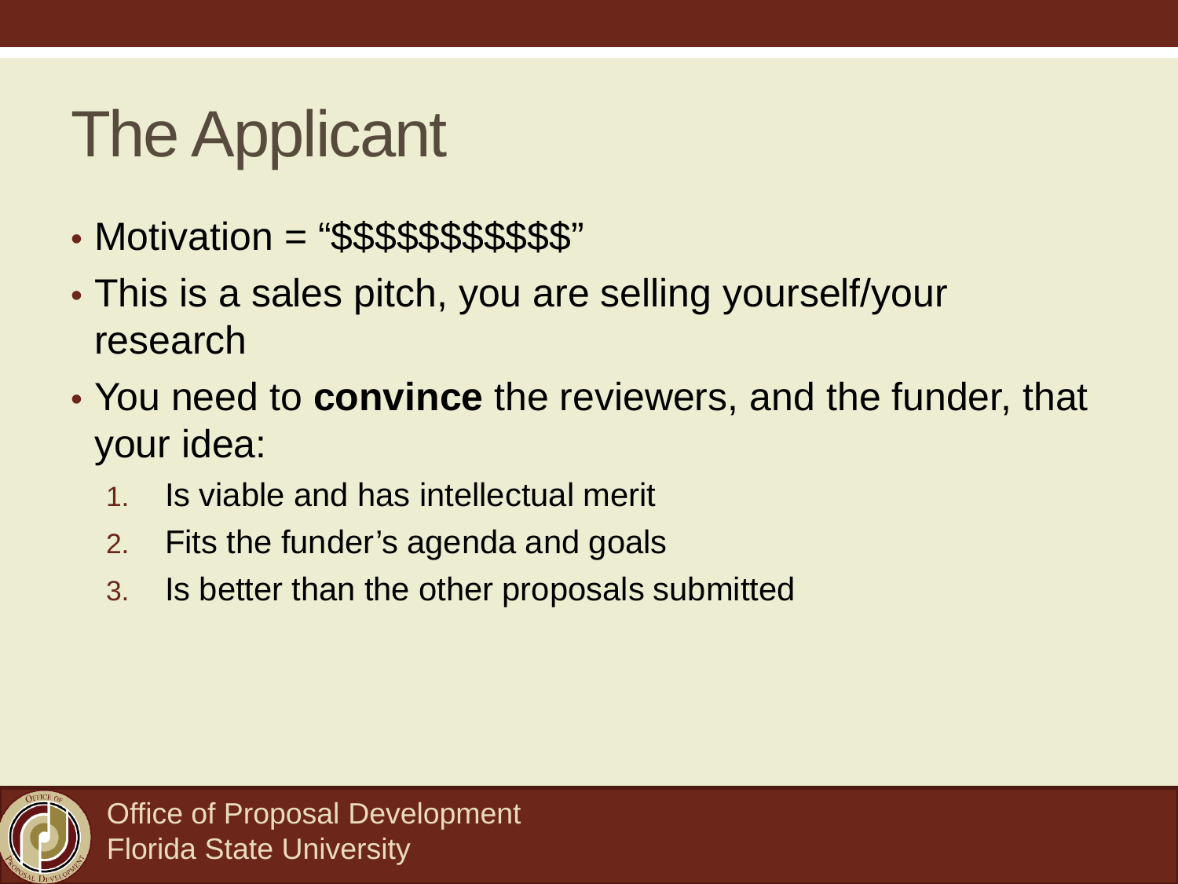# The Applicant

- Motivation = “$$$$$$$$$$$”
- This is a sales pitch, you are selling yourself/your research
- You need to **convince** the reviewers, and the funder, that your idea:
  1. Is viable and has intellectual merit
  2. Fits the funder’s agenda and goals
  3. Is better than the other proposals submitted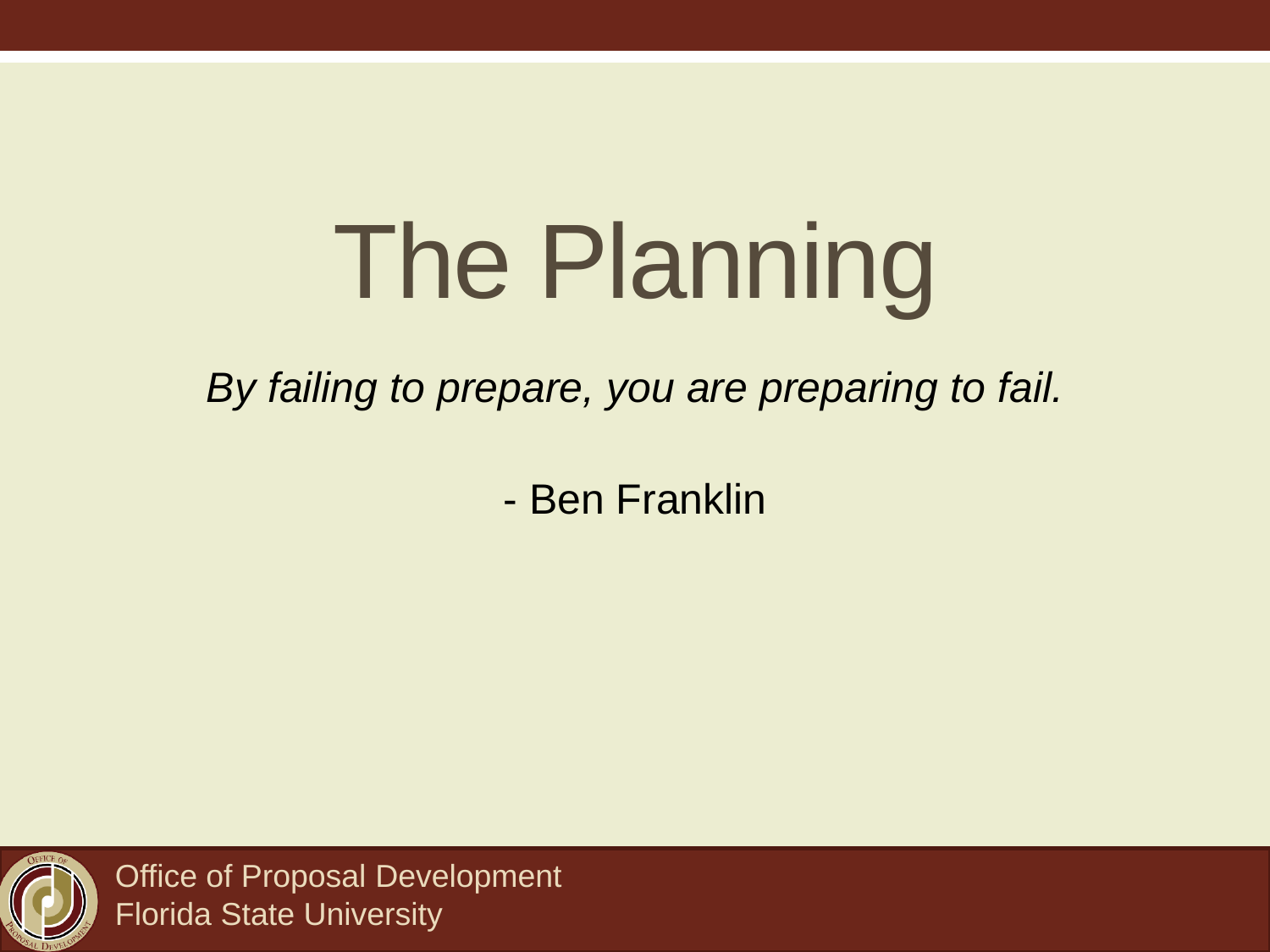# The Planning

*By failing to prepare, you are preparing to fail.*

- Ben Franklin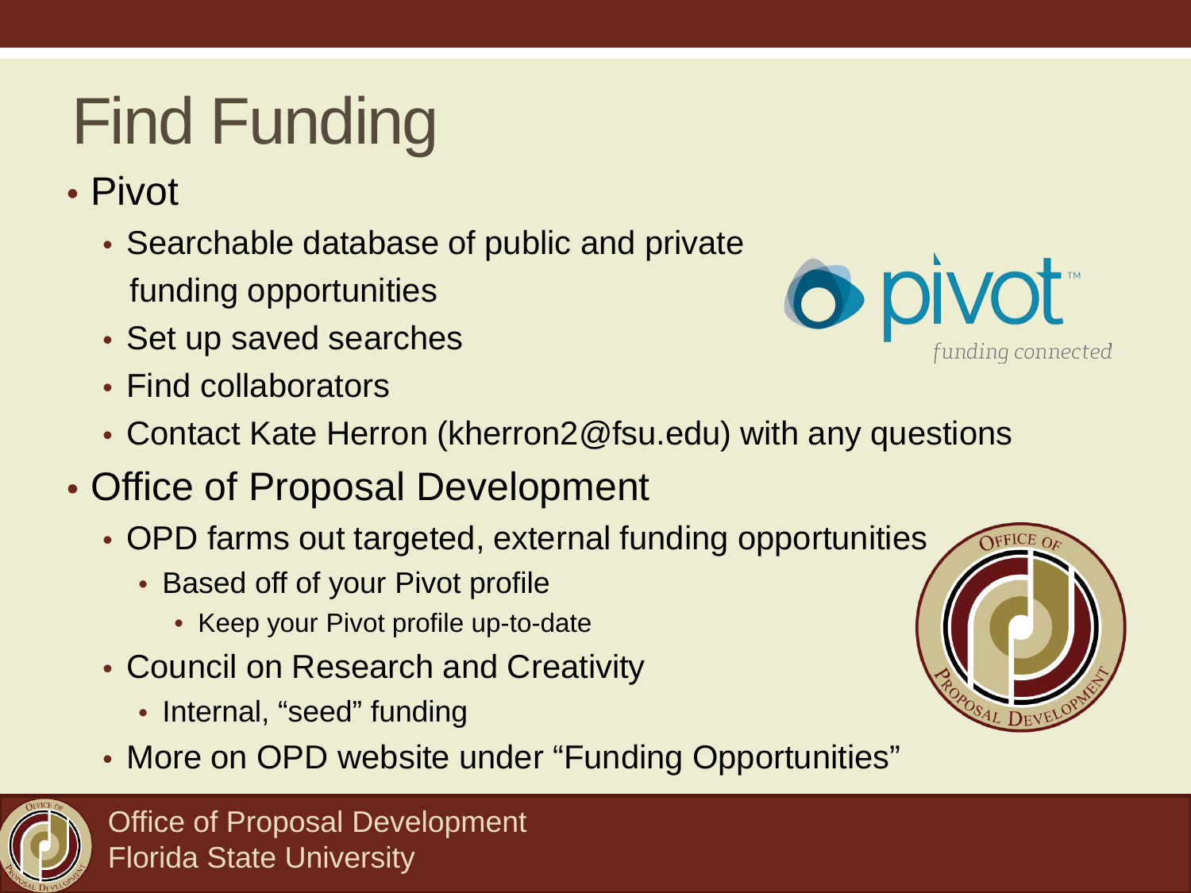# Find Funding

- Pivot
  - Searchable database of public and private funding opportunities
  - Set up saved searches
  - Find collaborators
  - Contact Kate Herron (kherron2@fsu.edu) with any questions
- Office of Proposal Development
  - OPD farms out targeted, external funding opportunities
    - Based off of your Pivot profile
      - Keep your Pivot profile up-to-date
  - Council on Research and Creativity
    - Internal, "seed" funding
  - More on OPD website under "Funding Opportunities"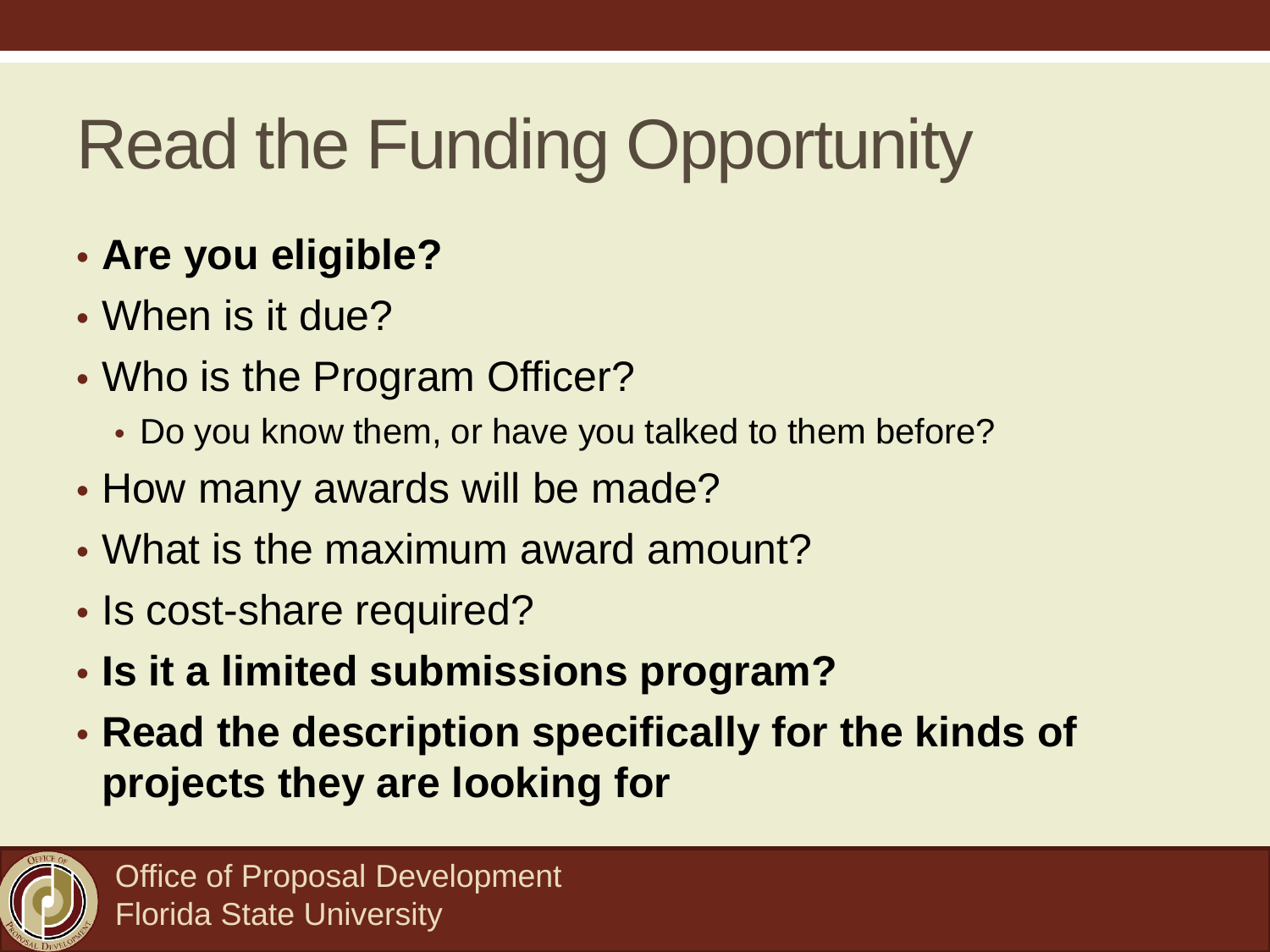# Read the Funding Opportunity

- **Are you eligible?**
- When is it due?
- Who is the Program Officer?
  - Do you know them, or have you talked to them before?
- How many awards will be made?
- What is the maximum award amount?
- Is cost-share required?
- **Is it a limited submissions program?**
- **Read the description specifically for the kinds of projects they are looking for**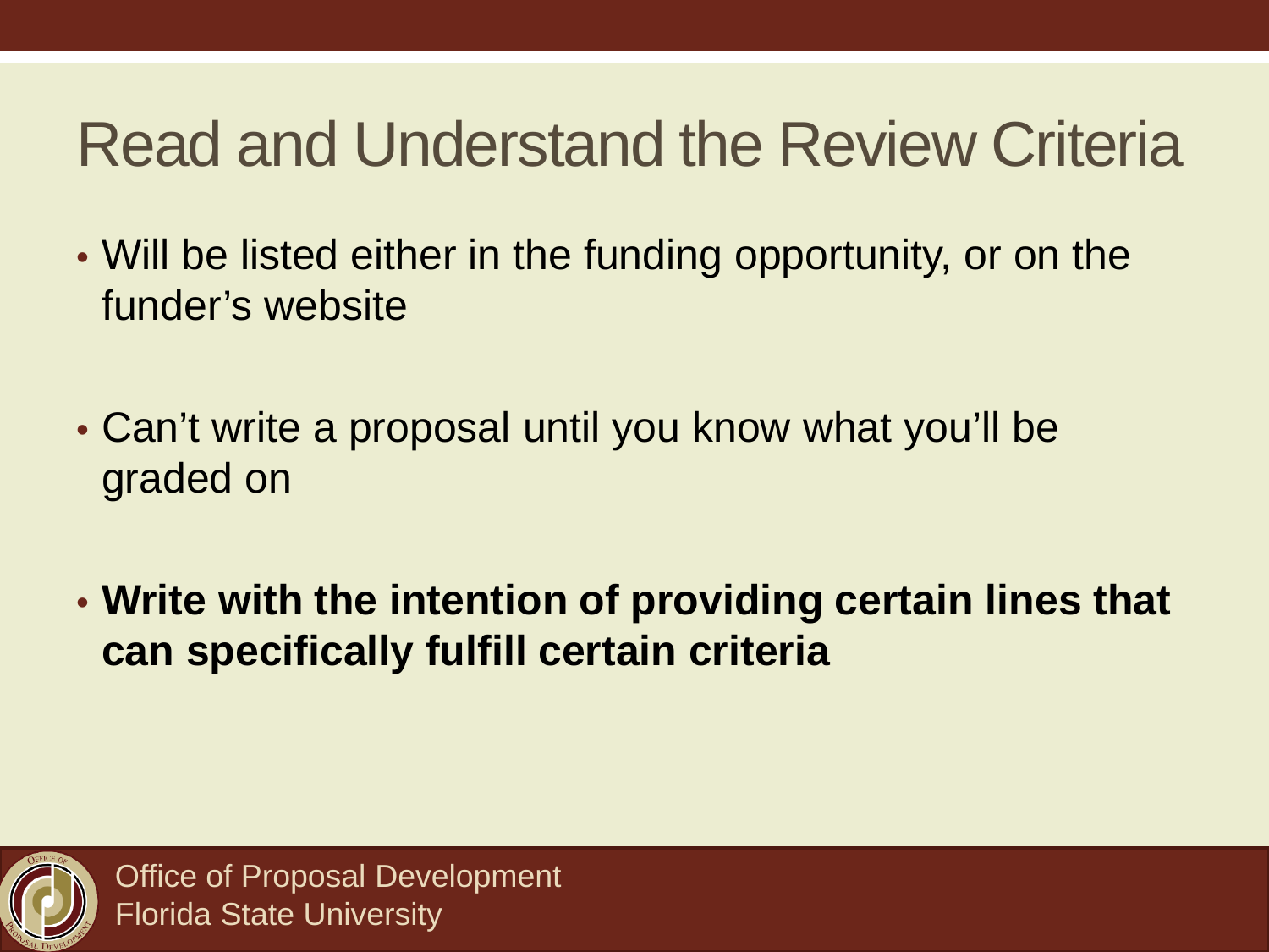# Read and Understand the Review Criteria

- Will be listed either in the funding opportunity, or on the funder's website
- Can't write a proposal until you know what you'll be graded on
- **Write with the intention of providing certain lines that can specifically fulfill certain criteria**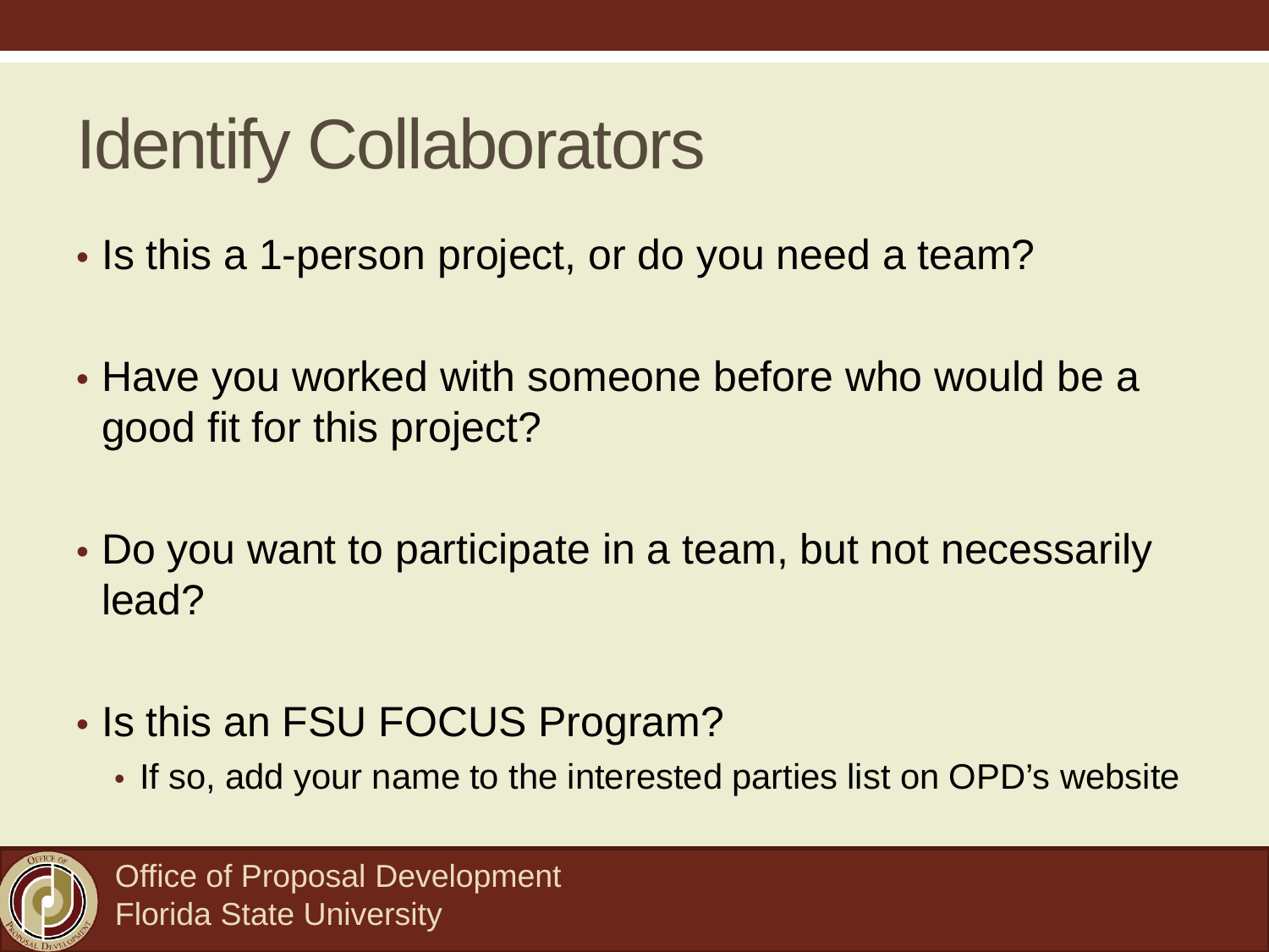# Identify Collaborators

- Is this a 1-person project, or do you need a team?
- Have you worked with someone before who would be a good fit for this project?
- Do you want to participate in a team, but not necessarily lead?
- Is this an FSU FOCUS Program?
  - If so, add your name to the interested parties list on OPD's website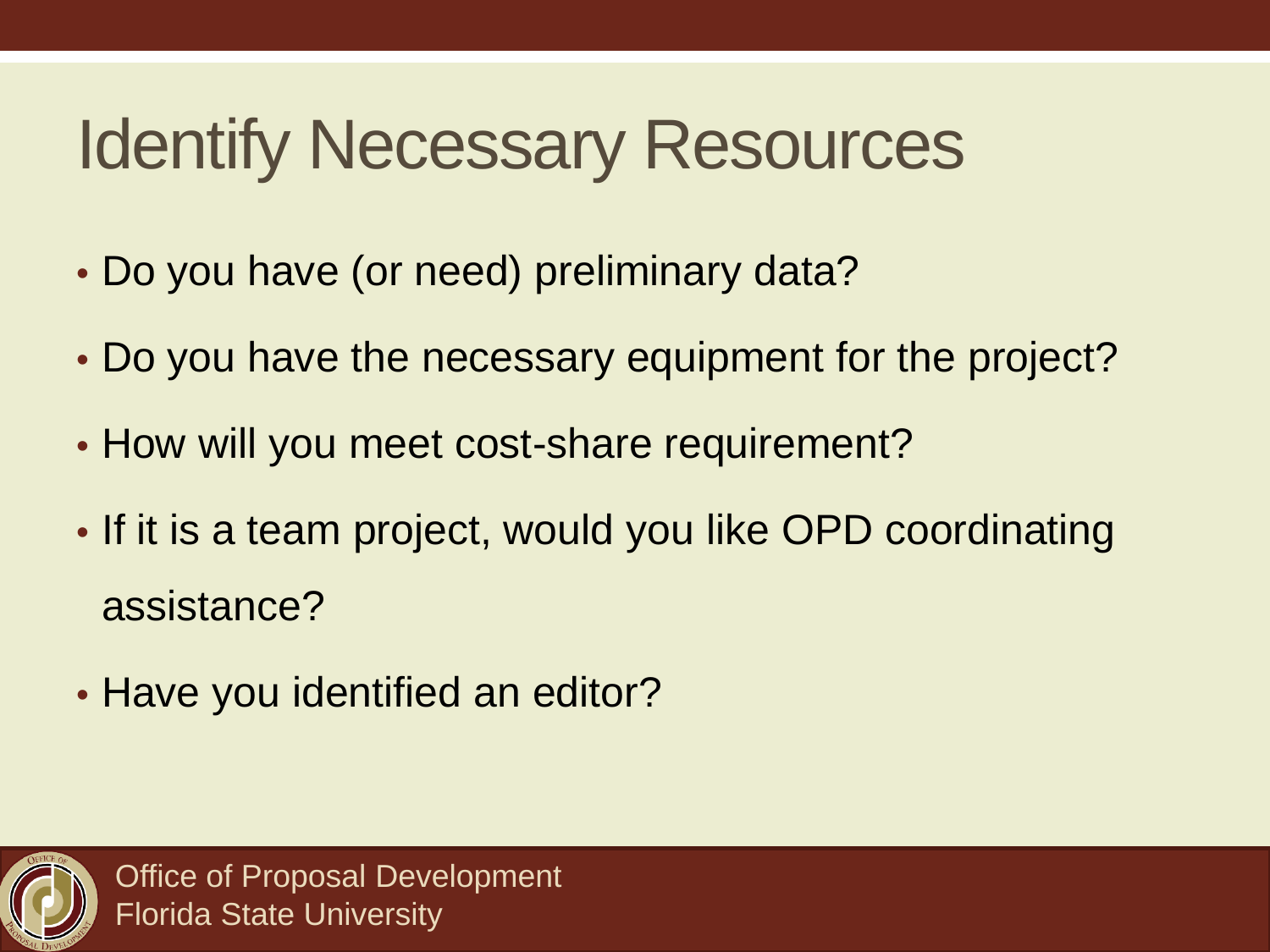# Identify Necessary Resources

- Do you have (or need) preliminary data?
- Do you have the necessary equipment for the project?
- How will you meet cost-share requirement?
- If it is a team project, would you like OPD coordinating assistance?
- Have you identified an editor?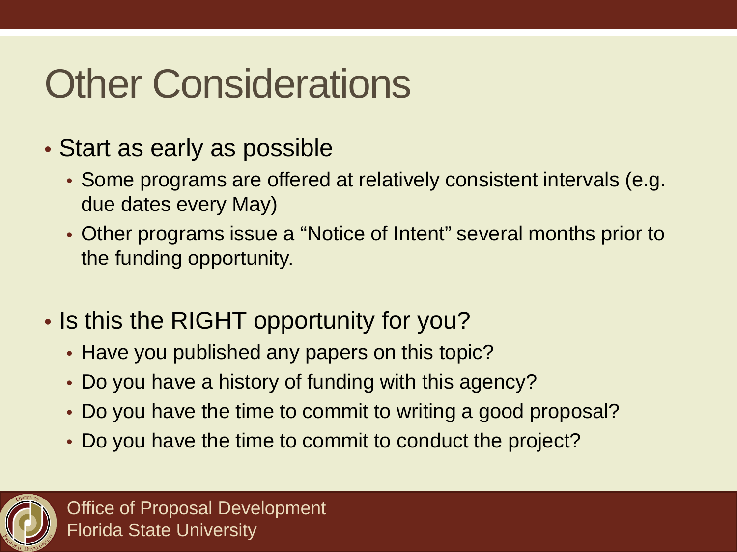# Other Considerations

- Start as early as possible
  - Some programs are offered at relatively consistent intervals (e.g. due dates every May)
  - Other programs issue a “Notice of Intent” several months prior to the funding opportunity.

- Is this the RIGHT opportunity for you?
  - Have you published any papers on this topic?
  - Do you have a history of funding with this agency?
  - Do you have the time to commit to writing a good proposal?
  - Do you have the time to commit to conduct the project?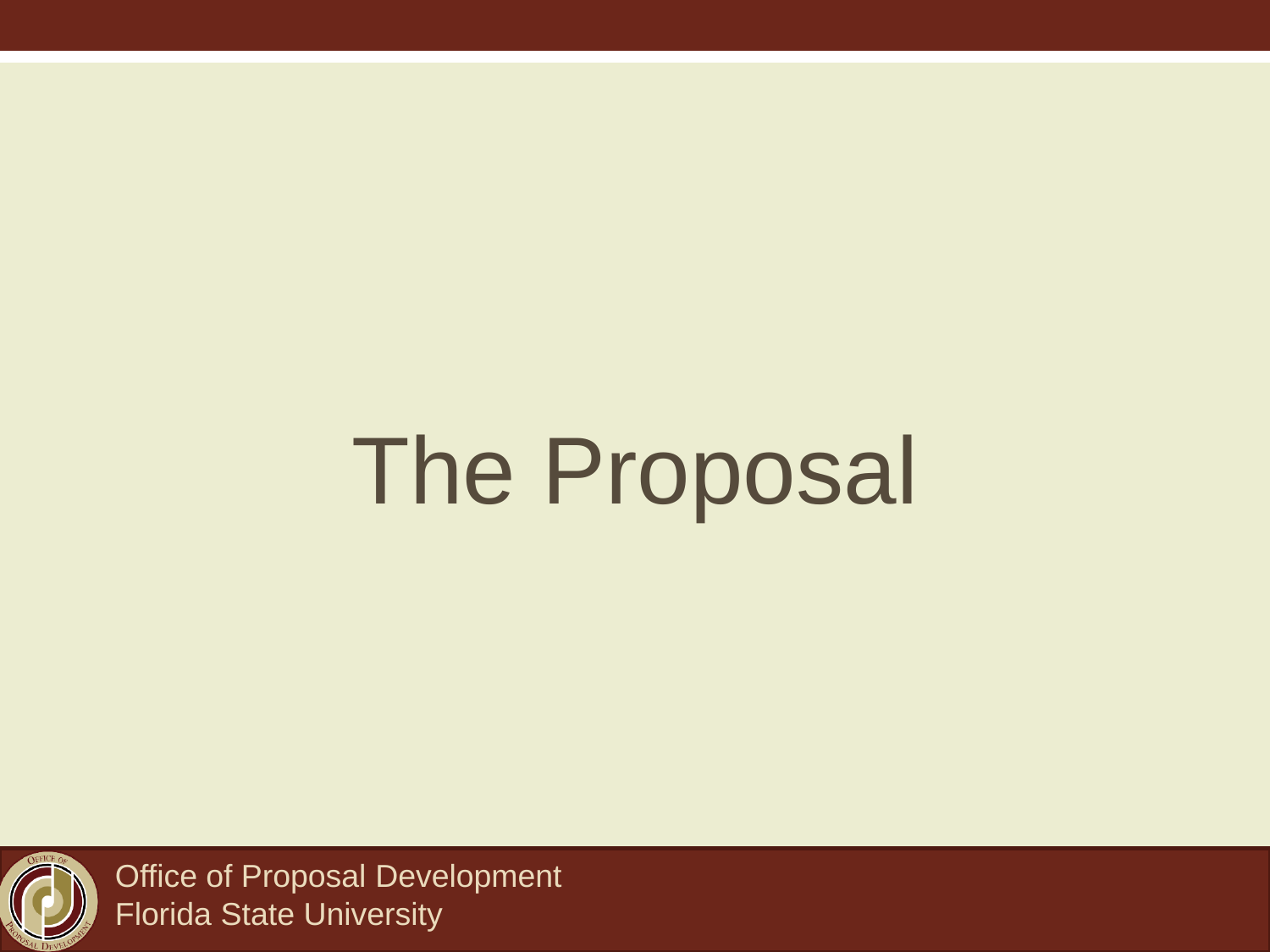# The Proposal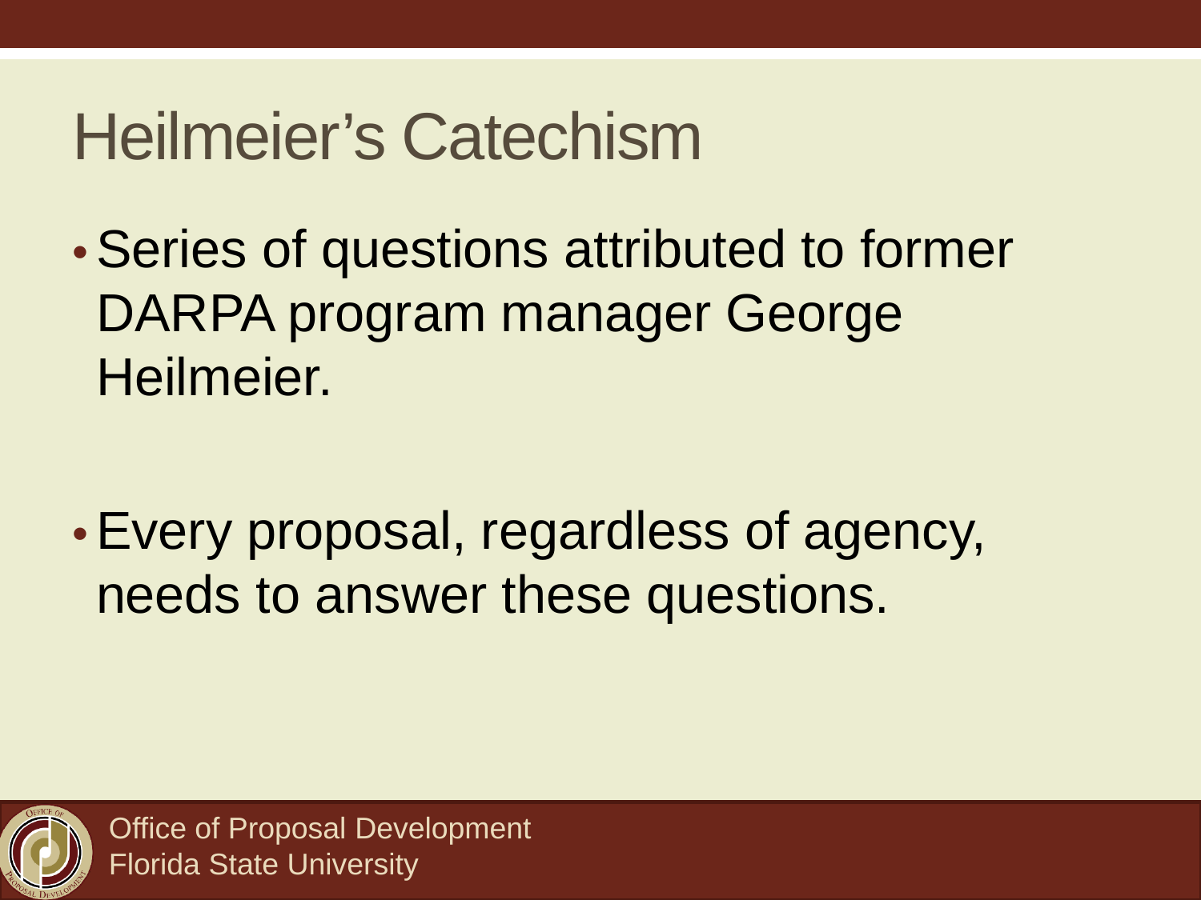# Heilmeier's Catechism

- Series of questions attributed to former DARPA program manager George Heilmeier.

- Every proposal, regardless of agency, needs to answer these questions.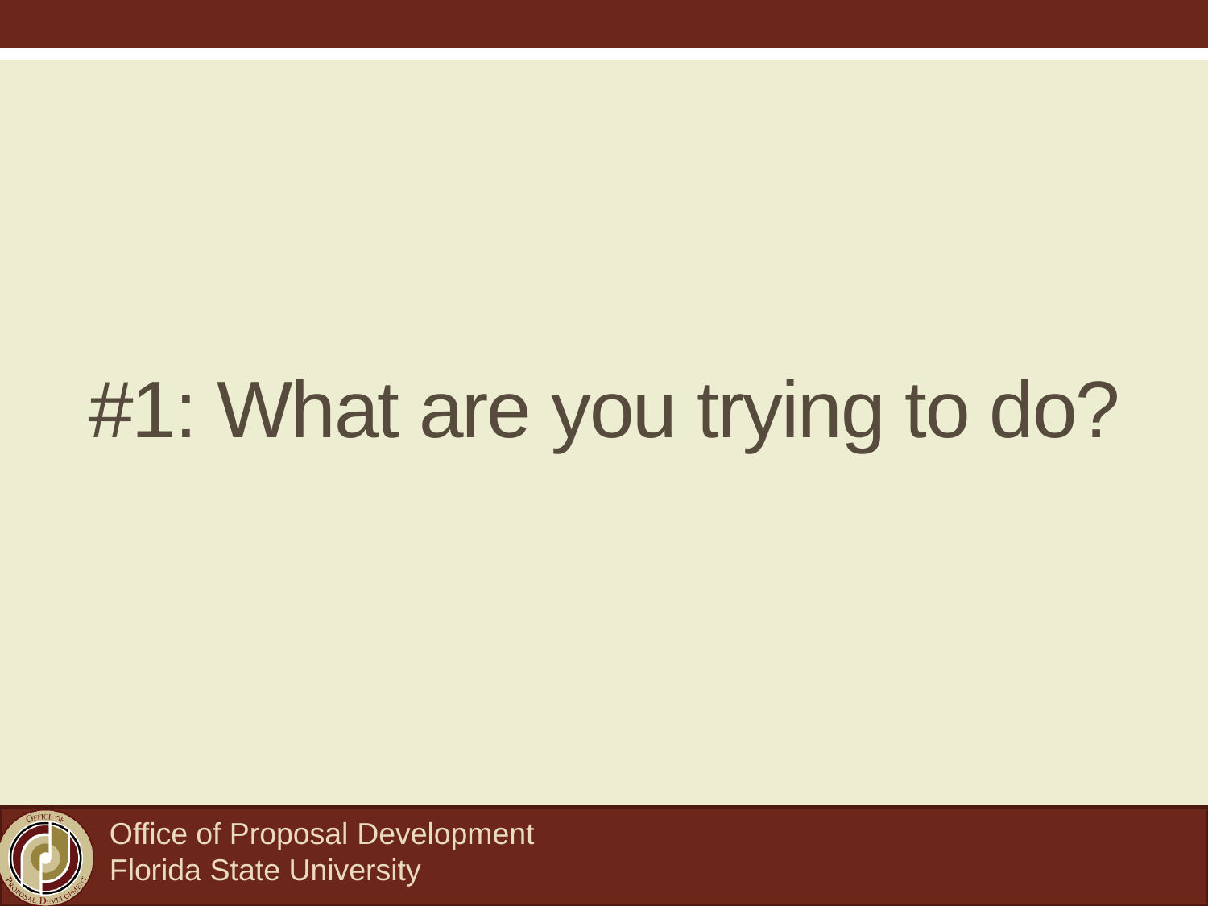# #1: What are you trying to do?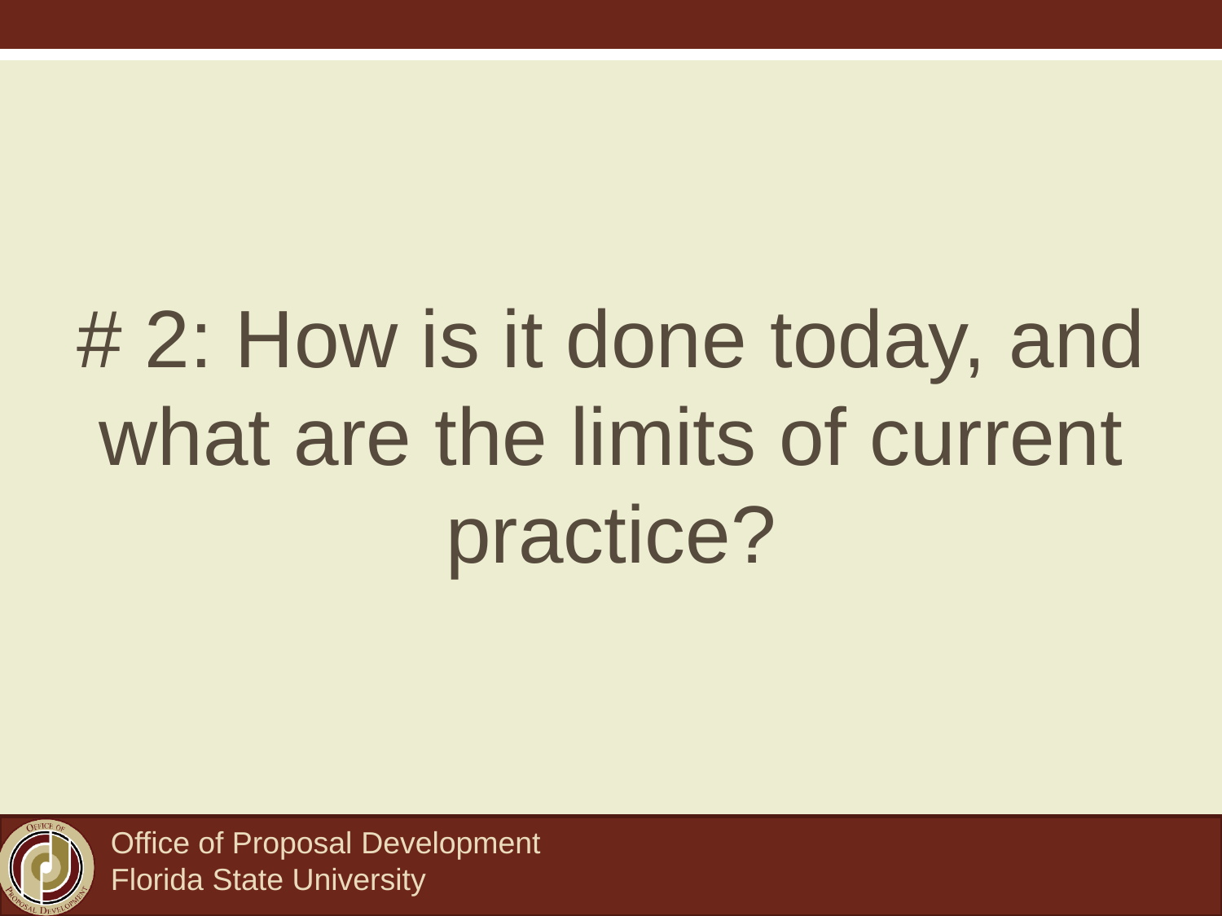# # 2: How is it done today, and what are the limits of current practice?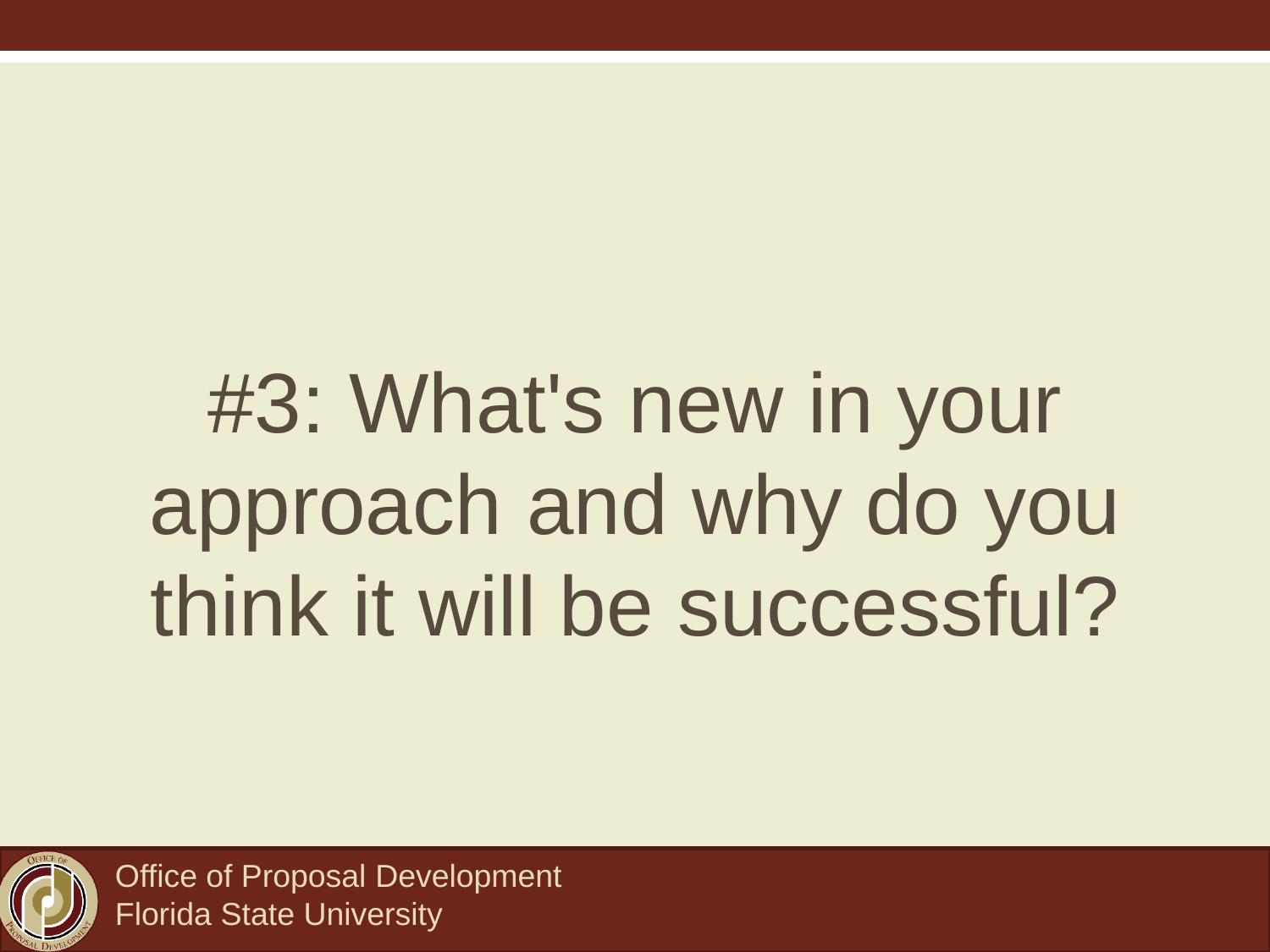# #3: What's new in your approach and why do you think it will be successful?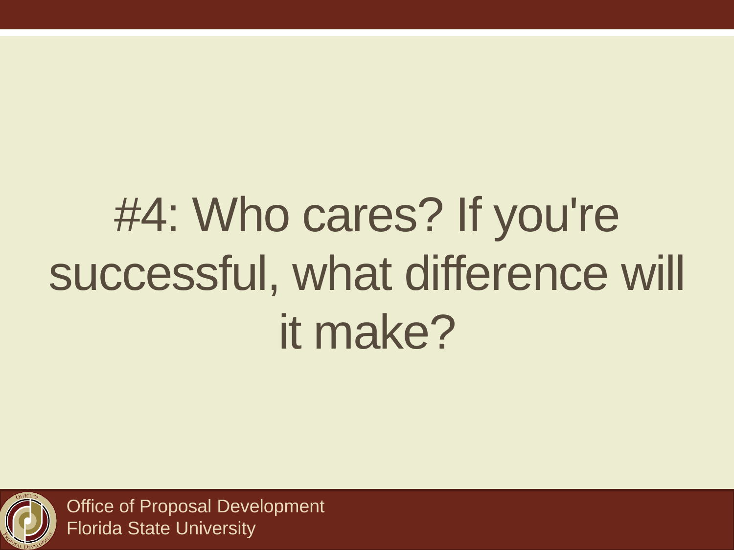# #4: Who cares? If you're successful, what difference will it make?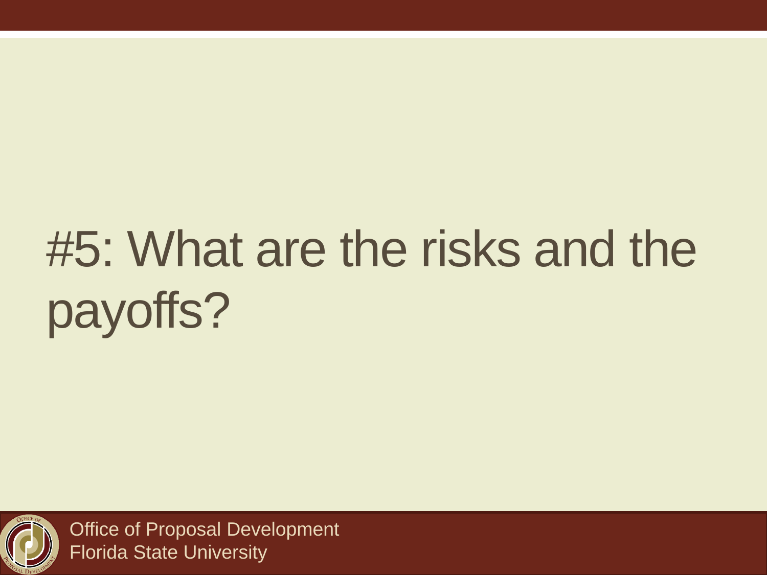# #5: What are the risks and the payoffs?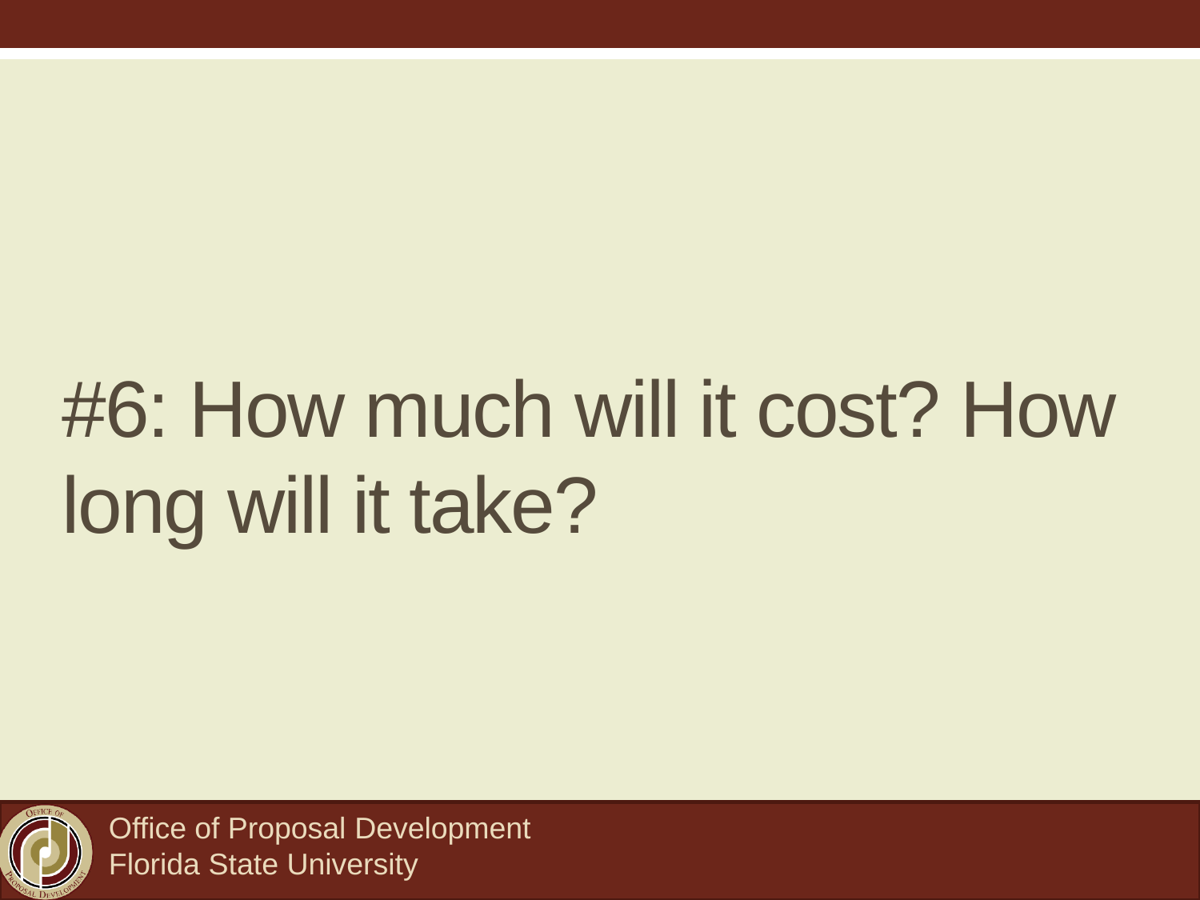# #6: How much will it cost? How long will it take?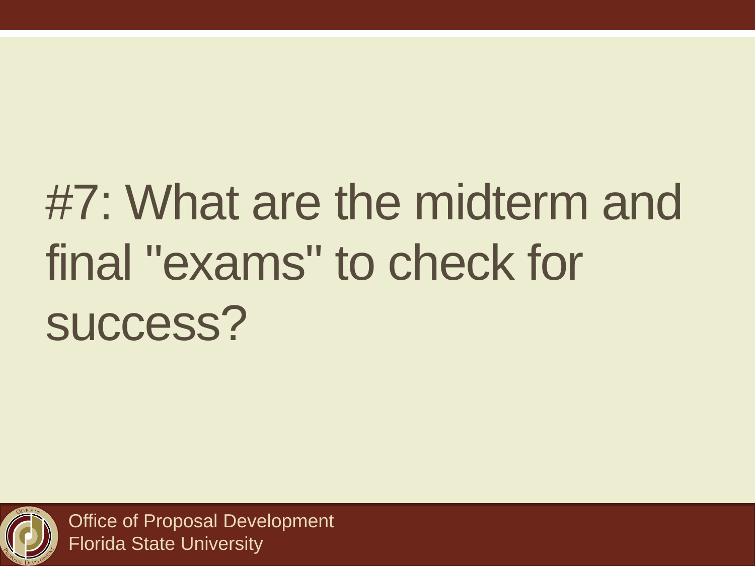# #7: What are the midterm and final "exams" to check for success?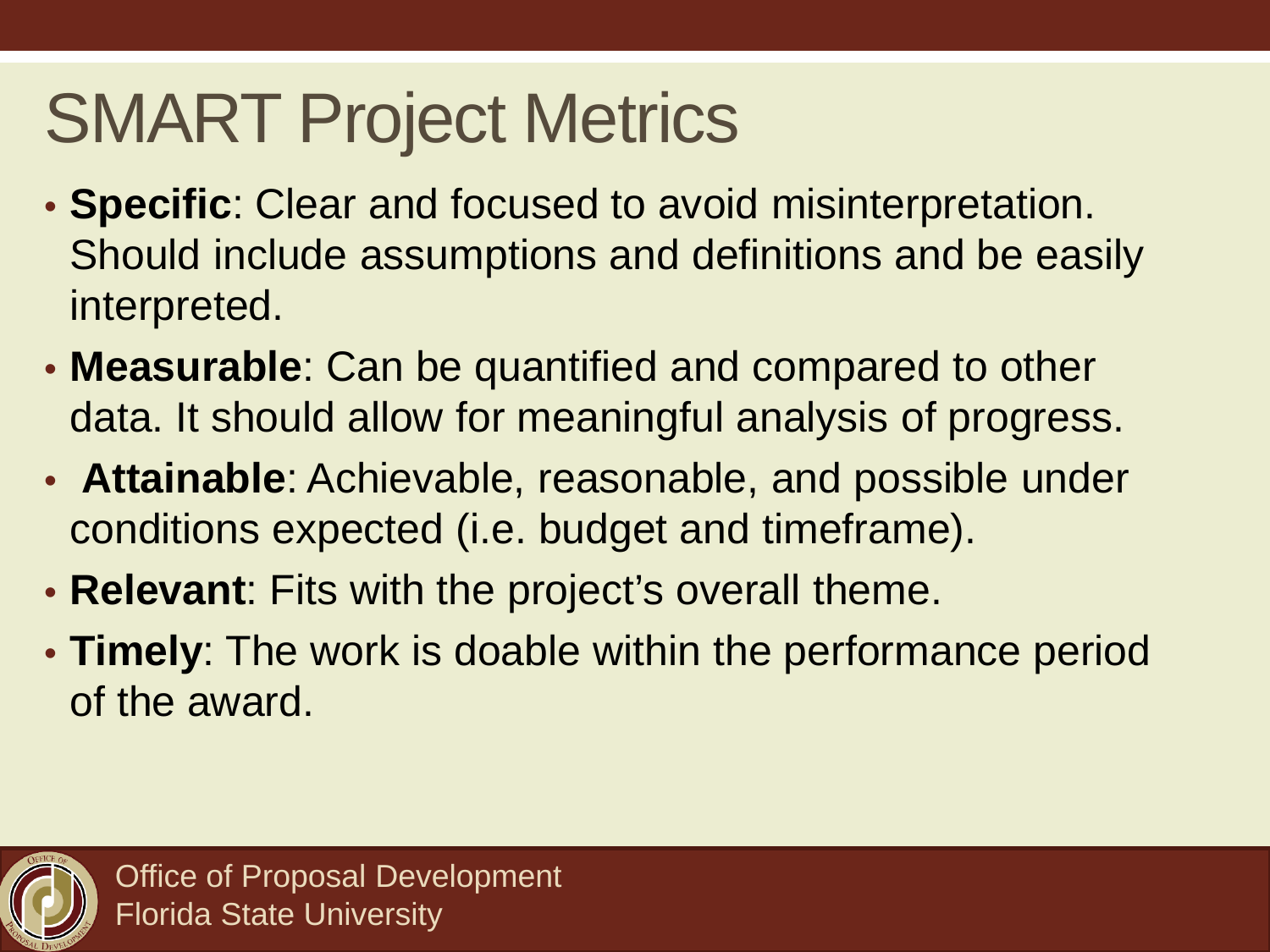# SMART Project Metrics

- **Specific**: Clear and focused to avoid misinterpretation. Should include assumptions and definitions and be easily interpreted.
- **Measurable**: Can be quantified and compared to other data. It should allow for meaningful analysis of progress.
- **Attainable**: Achievable, reasonable, and possible under conditions expected (i.e. budget and timeframe).
- **Relevant**: Fits with the project's overall theme.
- **Timely**: The work is doable within the performance period of the award.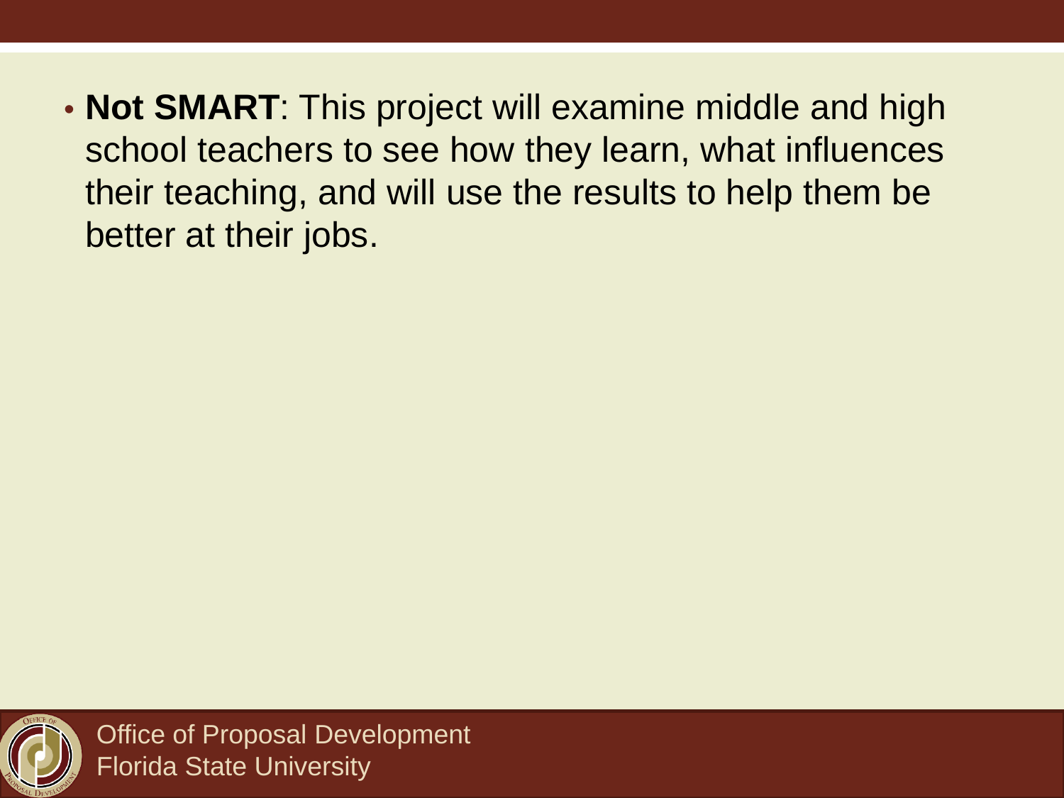- **Not SMART**: This project will examine middle and high school teachers to see how they learn, what influences their teaching, and will use the results to help them be better at their jobs.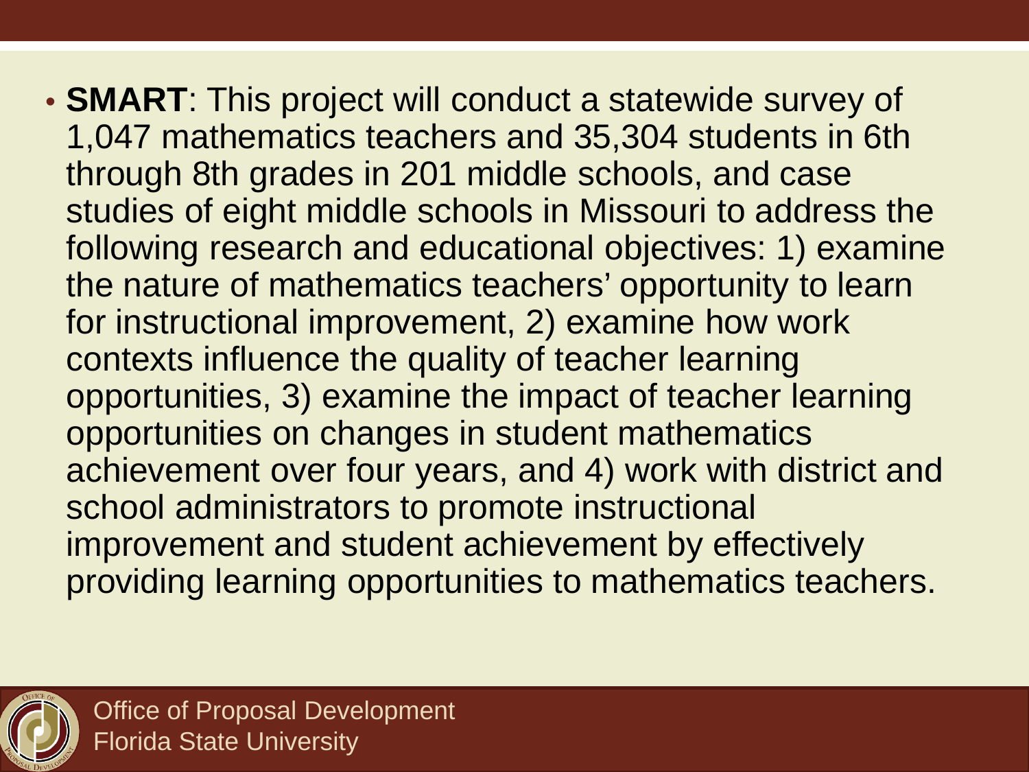- **SMART**: This project will conduct a statewide survey of 1,047 mathematics teachers and 35,304 students in 6th through 8th grades in 201 middle schools, and case studies of eight middle schools in Missouri to address the following research and educational objectives: 1) examine the nature of mathematics teachers' opportunity to learn for instructional improvement, 2) examine how work contexts influence the quality of teacher learning opportunities, 3) examine the impact of teacher learning opportunities on changes in student mathematics achievement over four years, and 4) work with district and school administrators to promote instructional improvement and student achievement by effectively providing learning opportunities to mathematics teachers.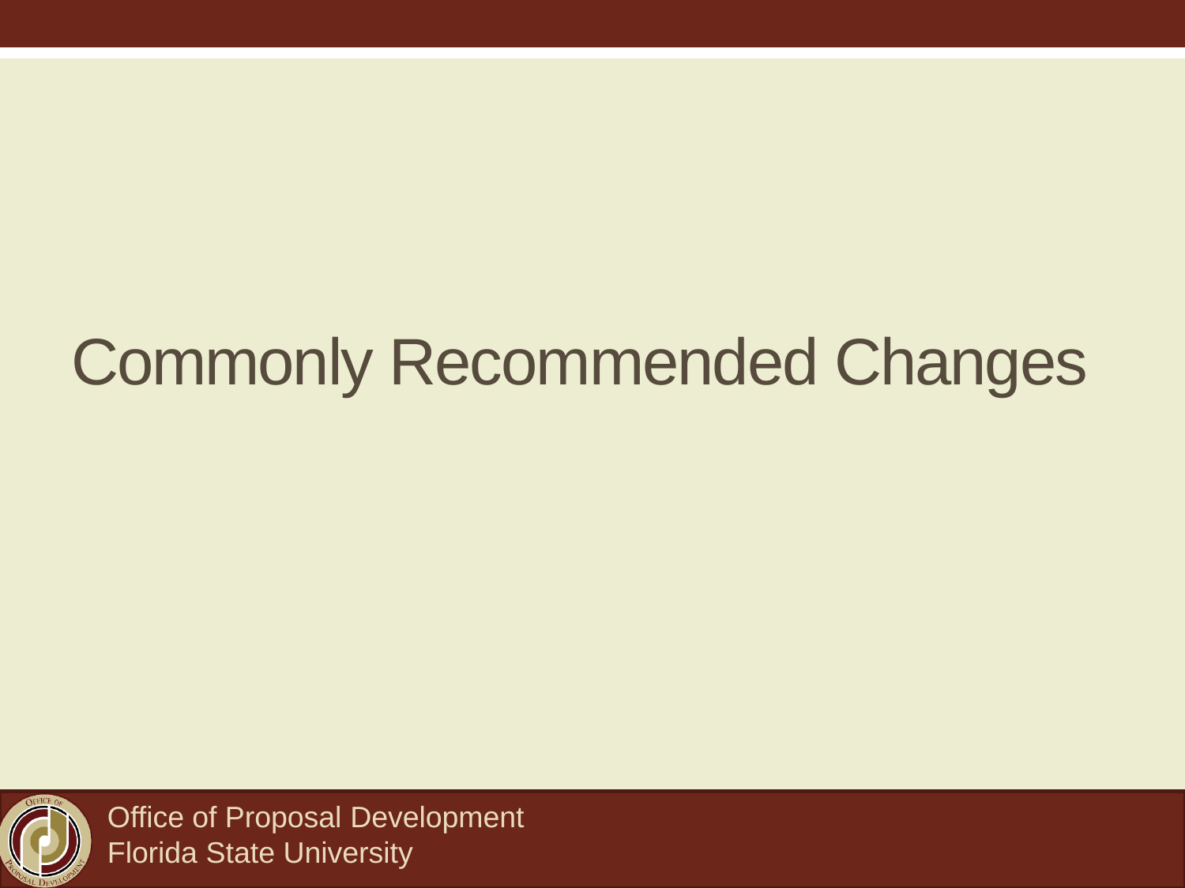# Commonly Recommended Changes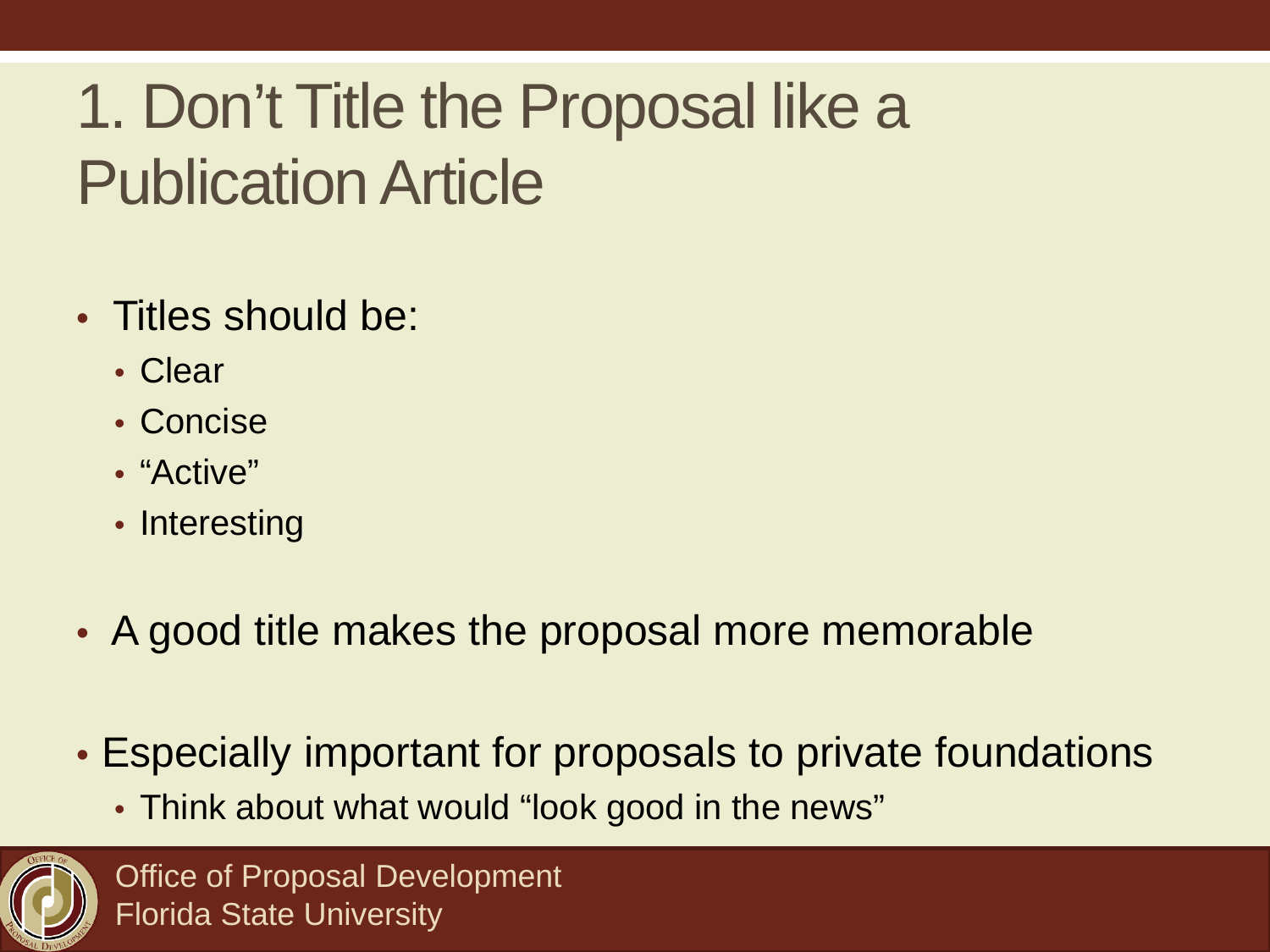# 1. Don't Title the Proposal like a Publication Article

- Titles should be:
  - Clear
  - Concise
  - "Active"
  - Interesting
- A good title makes the proposal more memorable
- Especially important for proposals to private foundations
  - Think about what would "look good in the news"

Office of Proposal Development
Florida State University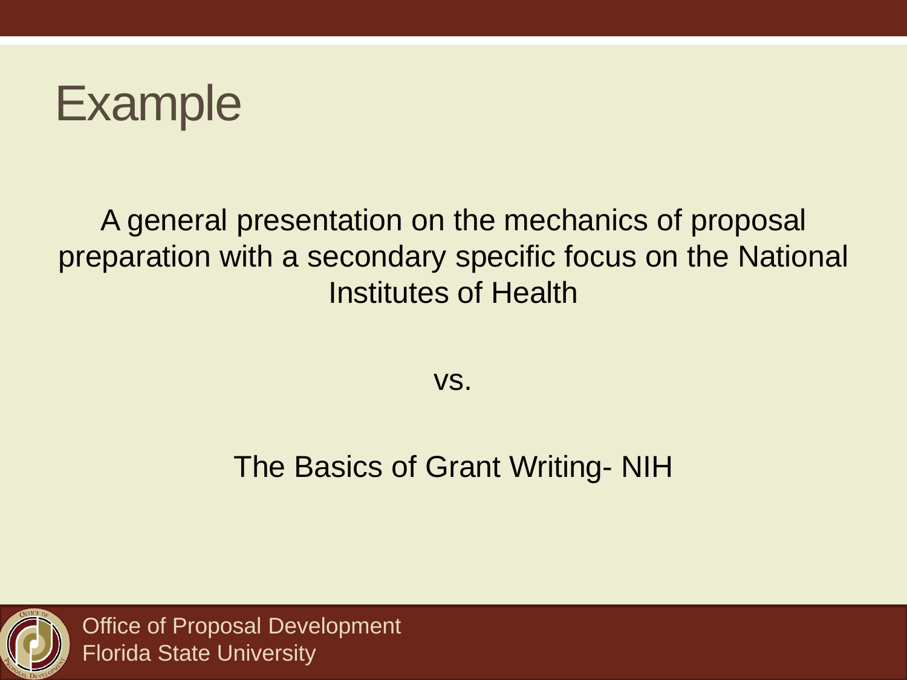# Example

A general presentation on the mechanics of proposal preparation with a secondary specific focus on the National Institutes of Health

vs.

The Basics of Grant Writing- NIH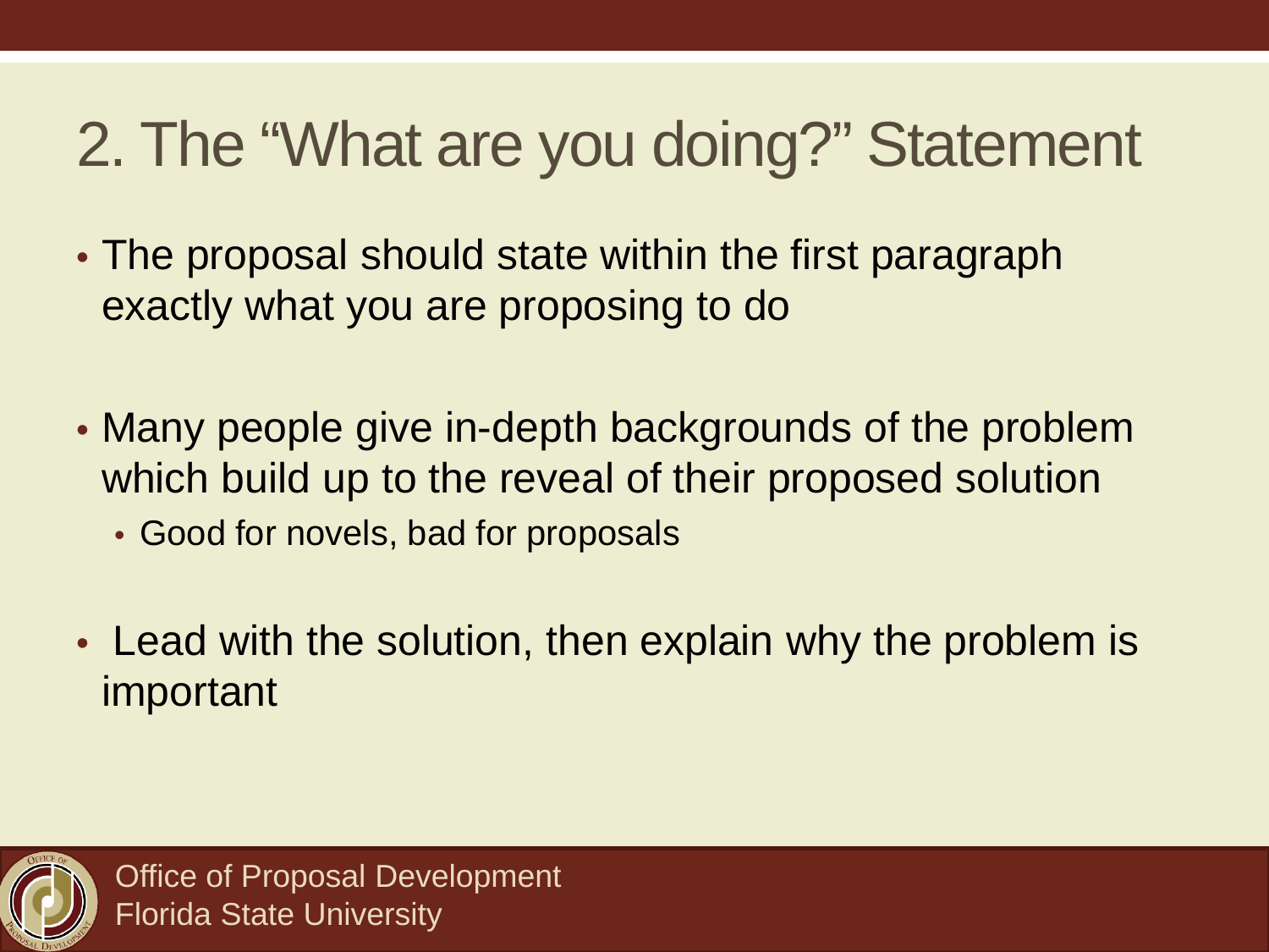# 2. The "What are you doing?" Statement

- The proposal should state within the first paragraph exactly what you are proposing to do
- Many people give in-depth backgrounds of the problem which build up to the reveal of their proposed solution
  - Good for novels, bad for proposals
- Lead with the solution, then explain why the problem is important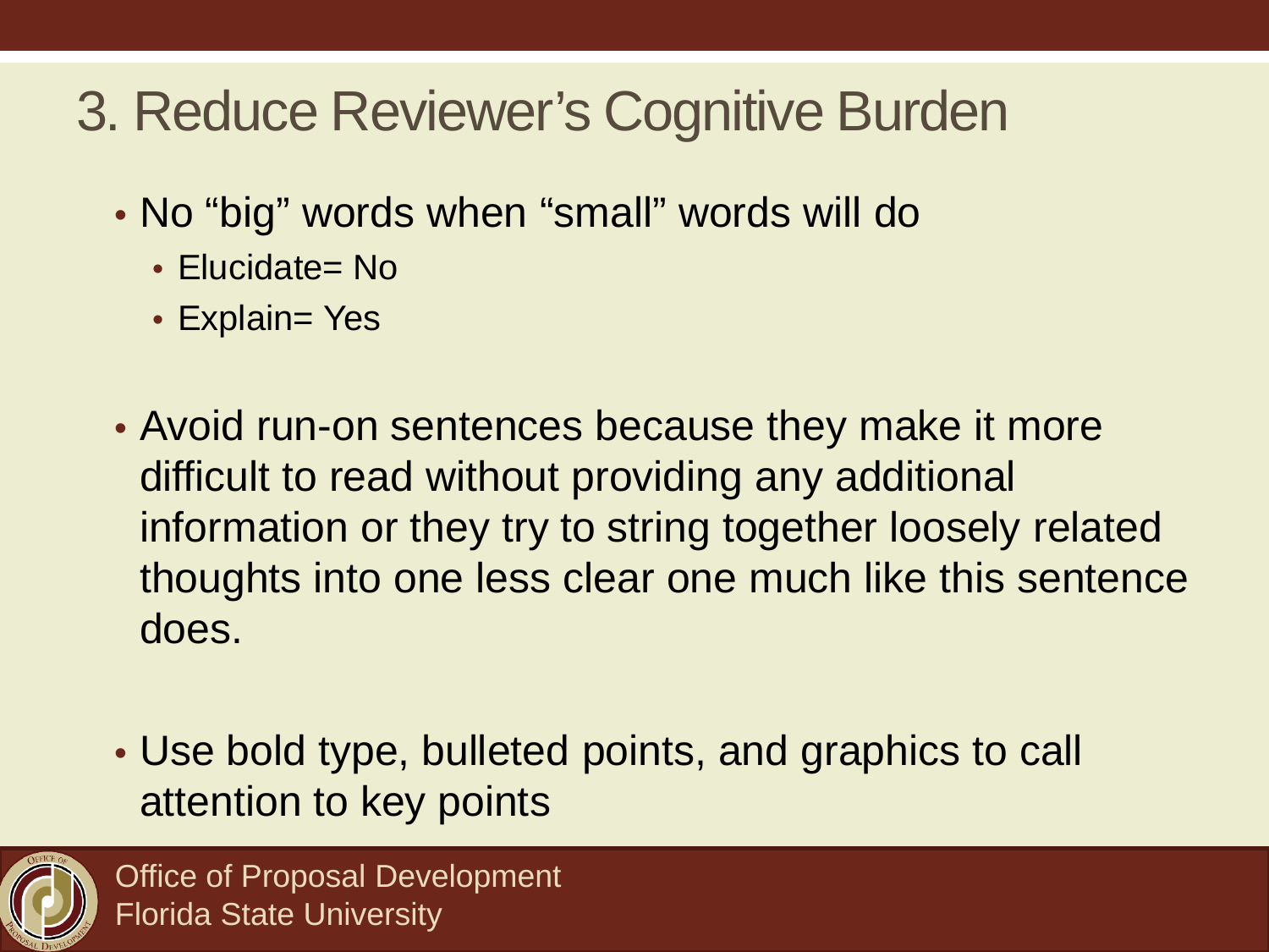# 3. Reduce Reviewer's Cognitive Burden

- No "big" words when "small" words will do
  - Elucidate= No
  - Explain= Yes

- Avoid run-on sentences because they make it more difficult to read without providing any additional information or they try to string together loosely related thoughts into one less clear one much like this sentence does.

- Use bold type, bulleted points, and graphics to call attention to key points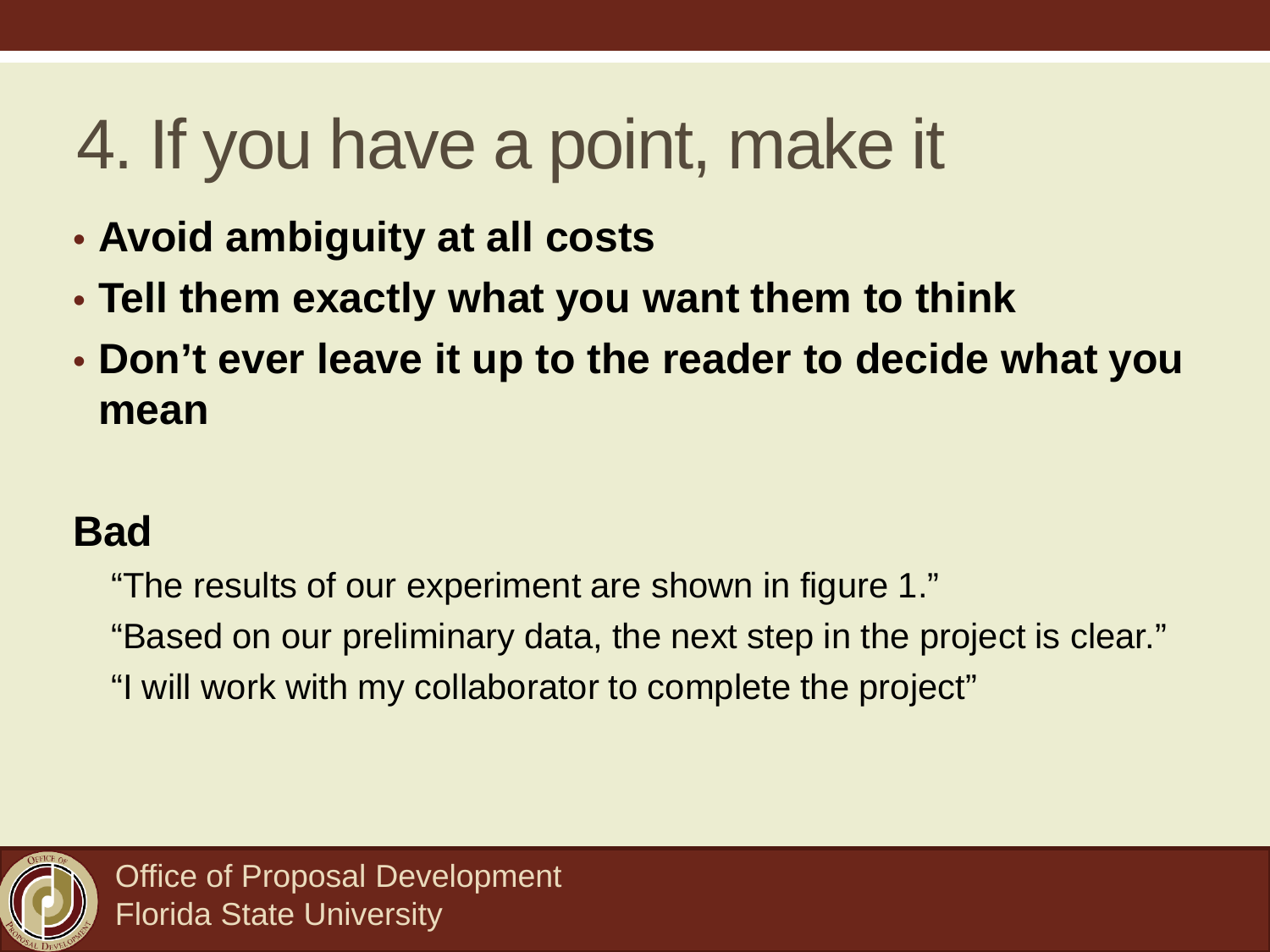# 4. If you have a point, make it

- **Avoid ambiguity at all costs**
- **Tell them exactly what you want them to think**
- **Don't ever leave it up to the reader to decide what you mean**

**Bad**

"The results of our experiment are shown in figure 1."

"Based on our preliminary data, the next step in the project is clear."

"I will work with my collaborator to complete the project"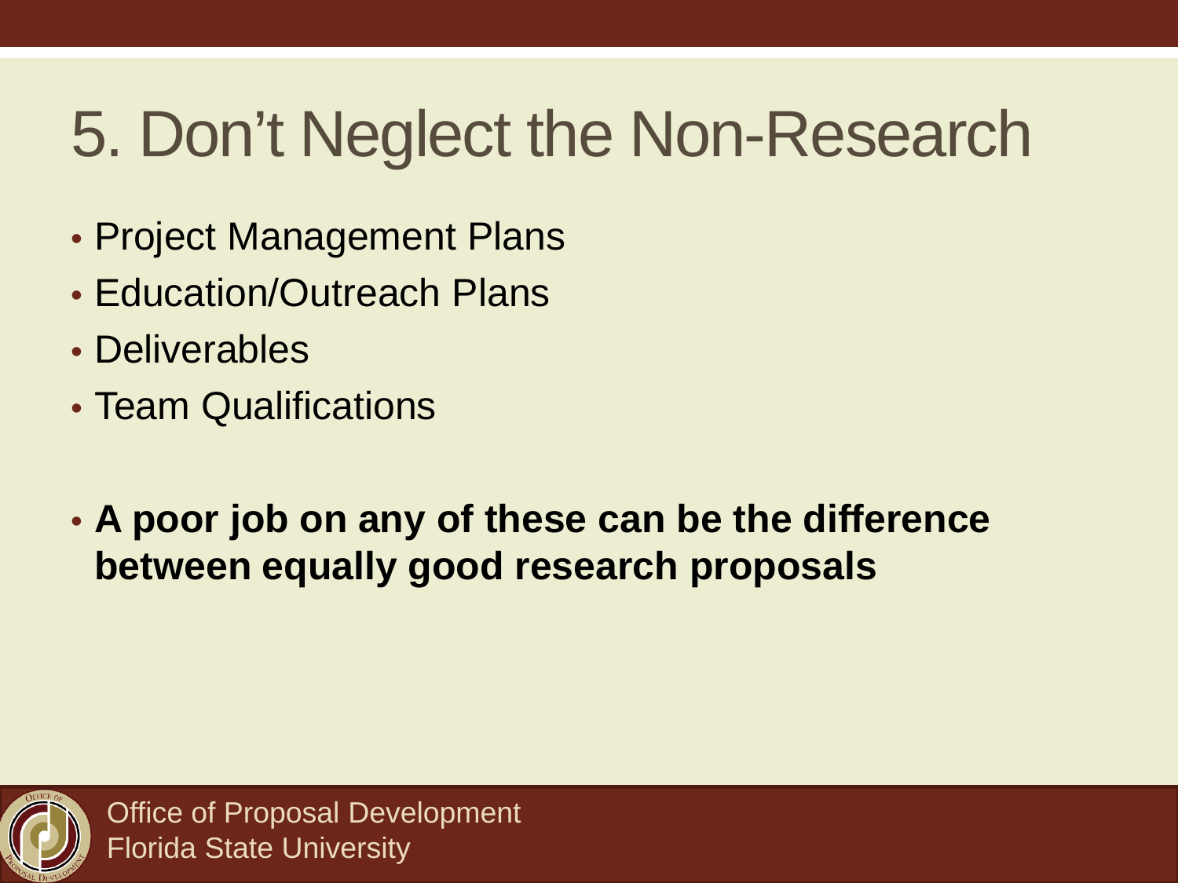# 5. Don't Neglect the Non-Research

- Project Management Plans
- Education/Outreach Plans
- Deliverables
- Team Qualifications

- **A poor job on any of these can be the difference between equally good research proposals**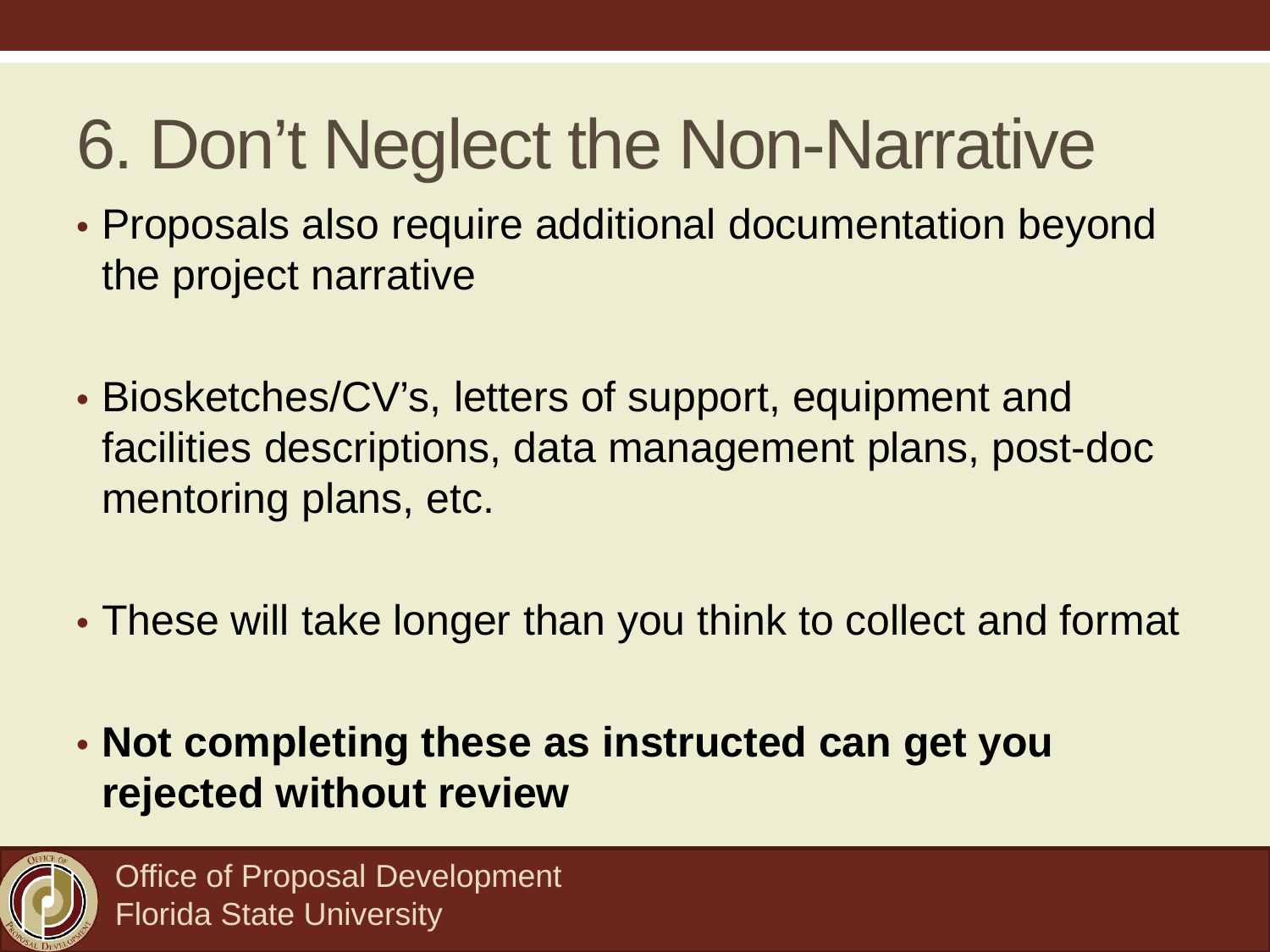# 6. Don't Neglect the Non-Narrative

- Proposals also require additional documentation beyond the project narrative
- Biosketches/CV's, letters of support, equipment and facilities descriptions, data management plans, post-doc mentoring plans, etc.
- These will take longer than you think to collect and format
- **Not completing these as instructed can get you rejected without review**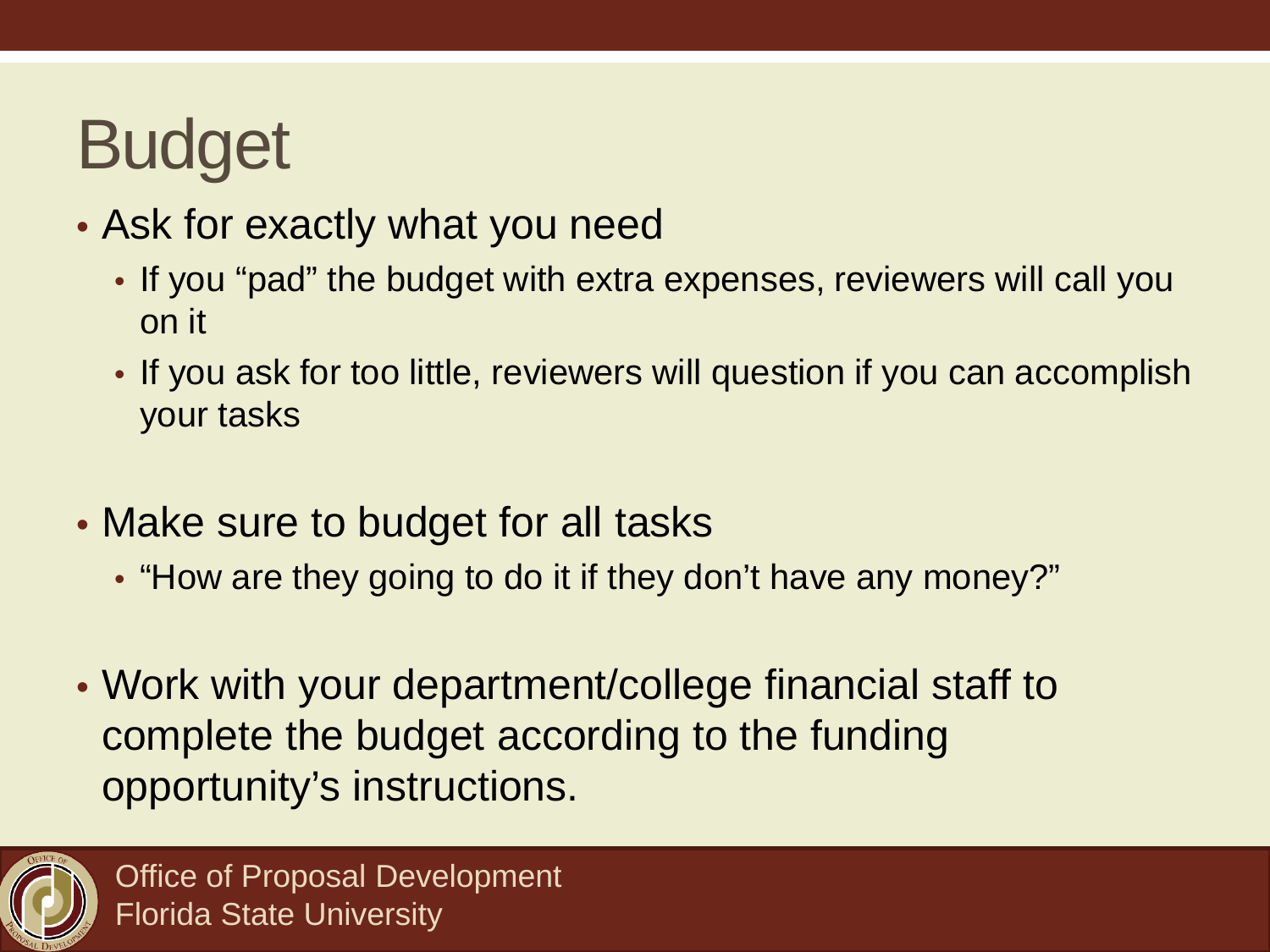# Budget

- Ask for exactly what you need
  - If you "pad" the budget with extra expenses, reviewers will call you on it
  - If you ask for too little, reviewers will question if you can accomplish your tasks
- Make sure to budget for all tasks
  - "How are they going to do it if they don't have any money?"
- Work with your department/college financial staff to complete the budget according to the funding opportunity's instructions.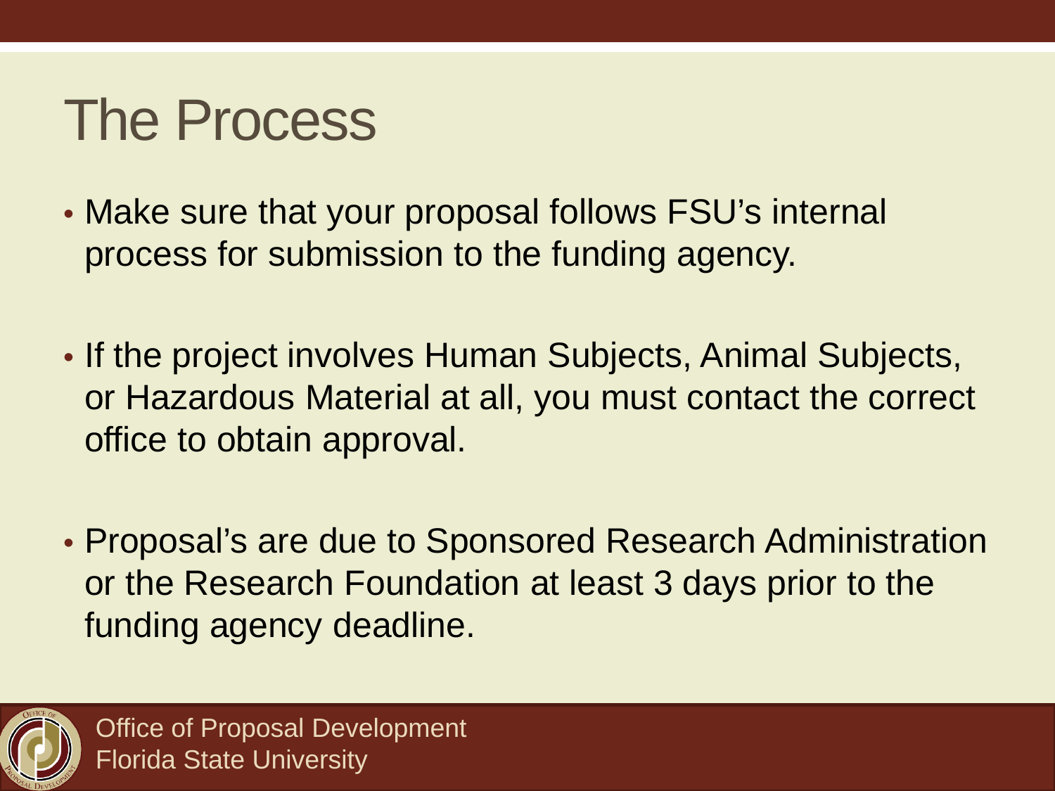# The Process

- Make sure that your proposal follows FSU's internal process for submission to the funding agency.
- If the project involves Human Subjects, Animal Subjects, or Hazardous Material at all, you must contact the correct office to obtain approval.
- Proposal's are due to Sponsored Research Administration or the Research Foundation at least 3 days prior to the funding agency deadline.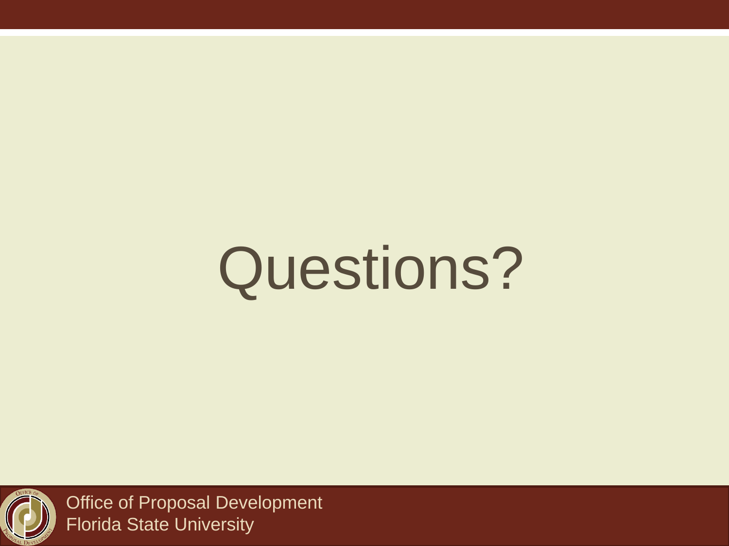# Questions?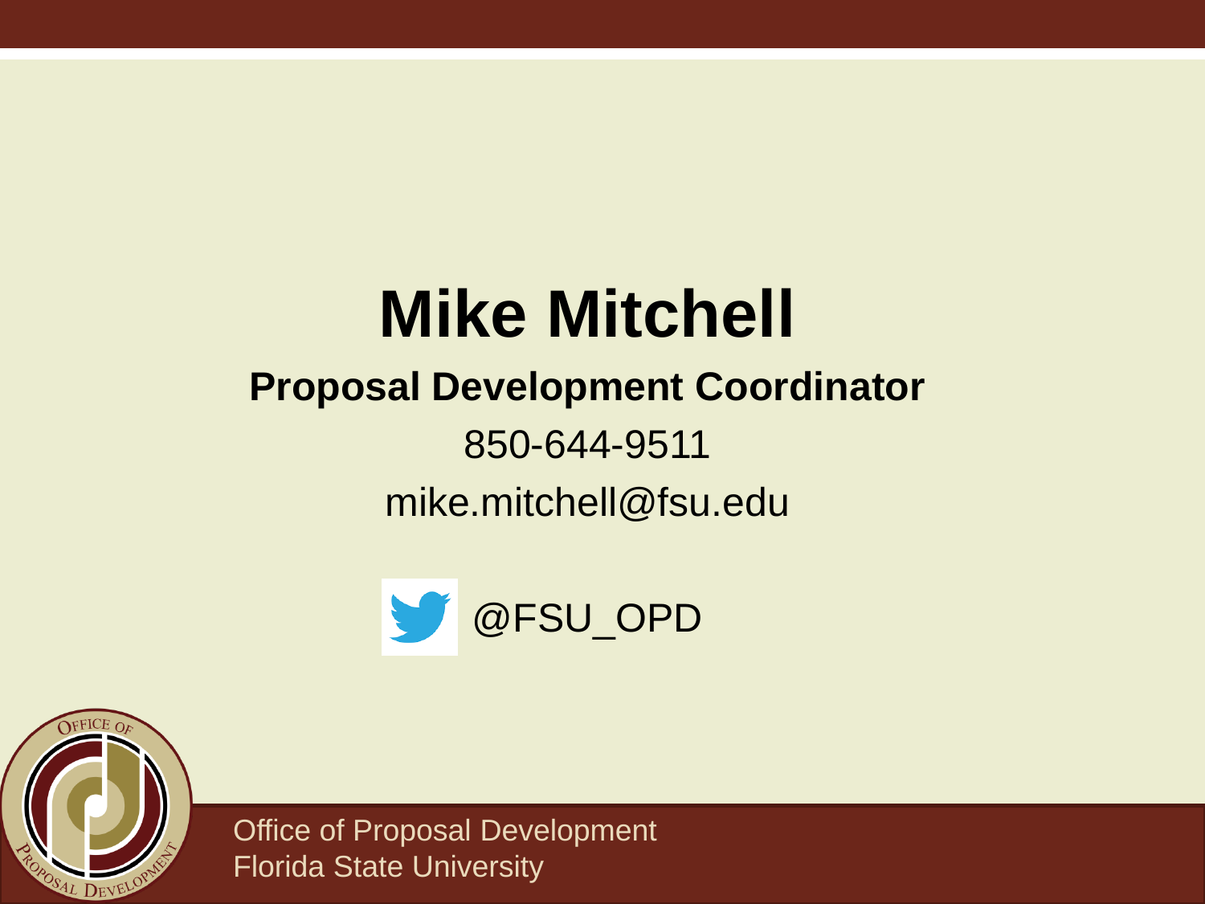# Mike Mitchell

## Proposal Development Coordinator

850-644-9511

mike.mitchell@fsu.edu

@FSU_OPD

Office of Proposal Development
Florida State University